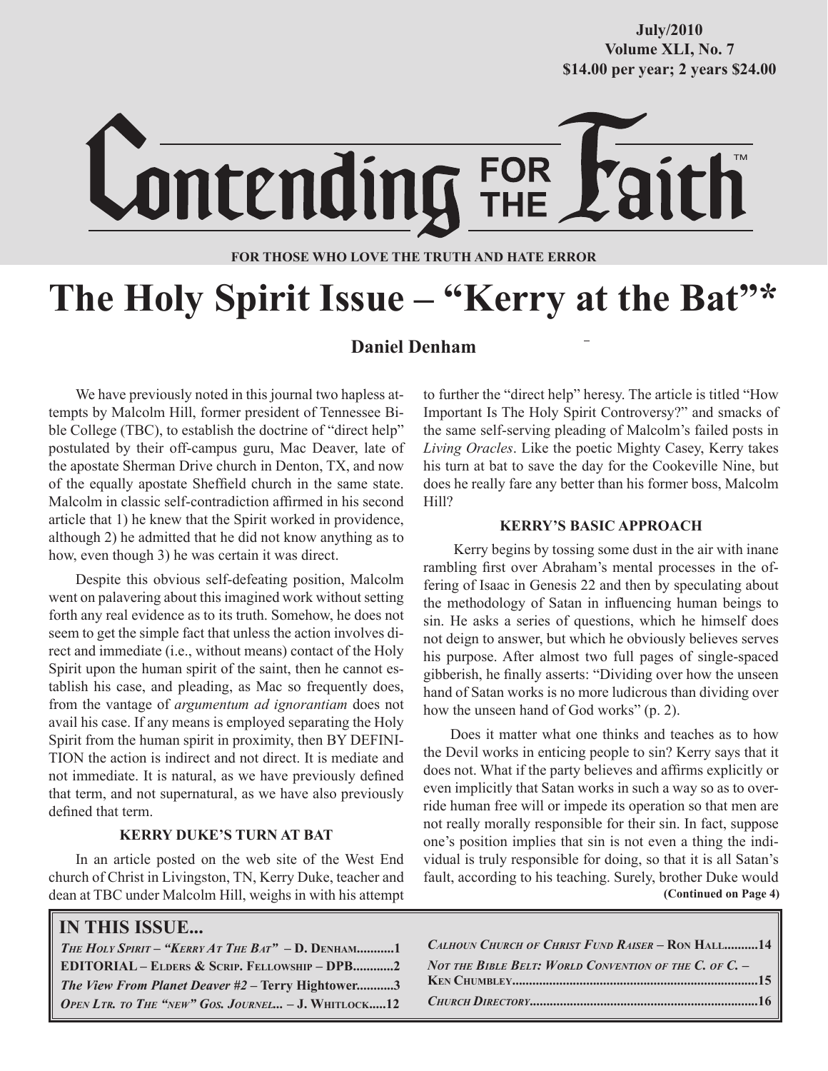July/2010
Volume XLI, No. 7
$14.00 per year; 2 years $24.00

# Contending FOR THE Faith™

**FOR THOSE WHO LOVE THE TRUTH AND HATE ERROR**

# The Holy Spirit Issue – "Kerry at the Bat"*

**Daniel Denham**

We have previously noted in this journal two hapless attempts by Malcolm Hill, former president of Tennessee Bible College (TBC), to establish the doctrine of "direct help" postulated by their off-campus guru, Mac Deaver, late of the apostate Sherman Drive church in Denton, TX, and now of the equally apostate Sheffield church in the same state. Malcolm in classic self-contradiction affirmed in his second article that 1) he knew that the Spirit worked in providence, although 2) he admitted that he did not know anything as to how, even though 3) he was certain it was direct.

Despite this obvious self-defeating position, Malcolm went on palavering about this imagined work without setting forth any real evidence as to its truth. Somehow, he does not seem to get the simple fact that unless the action involves direct and immediate (i.e., without means) contact of the Holy Spirit upon the human spirit of the saint, then he cannot establish his case, and pleading, as Mac so frequently does, from the vantage of *argumentum ad ignorantiam* does not avail his case. If any means is employed separating the Holy Spirit from the human spirit in proximity, then BY DEFINITION the action is indirect and not direct. It is mediate and not immediate. It is natural, as we have previously defined that term, and not supernatural, as we have also previously defined that term.

### KERRY DUKE'S TURN AT BAT

In an article posted on the web site of the West End church of Christ in Livingston, TN, Kerry Duke, teacher and dean at TBC under Malcolm Hill, weighs in with his attempt to further the "direct help" heresy. The article is titled "How Important Is The Holy Spirit Controversy?" and smacks of the same self-serving pleading of Malcolm's failed posts in *Living Oracles*. Like the poetic Mighty Casey, Kerry takes his turn at bat to save the day for the Cookeville Nine, but does he really fare any better than his former boss, Malcolm Hill?

### KERRY'S BASIC APPROACH

Kerry begins by tossing some dust in the air with inane rambling first over Abraham's mental processes in the offering of Isaac in Genesis 22 and then by speculating about the methodology of Satan in influencing human beings to sin. He asks a series of questions, which he himself does not deign to answer, but which he obviously believes serves his purpose. After almost two full pages of single-spaced gibberish, he finally asserts: "Dividing over how the unseen hand of Satan works is no more ludicrous than dividing over how the unseen hand of God works" (p. 2).

Does it matter what one thinks and teaches as to how the Devil works in enticing people to sin? Kerry says that it does not. What if the party believes and affirms explicitly or even implicitly that Satan works in such a way so as to override human free will or impede its operation so that men are not really morally responsible for their sin. In fact, suppose one's position implies that sin is not even a thing the individual is truly responsible for doing, so that it is all Satan's fault, according to his teaching. Surely, brother Duke would

**(Continued on Page 4)**

## IN THIS ISSUE...

*The Holy Spirit – "Kerry At The Bat"* – D. Denham...........1
EDITORIAL – Elders & Scrip. Fellowship – DPB...........2
*The View From Planet Deaver #2* – Terry Hightower...........3
*Open Ltr. to The "new" Gos. Journel...* – J. Whitlock.....12
*Calhoun Church of Christ Fund Raiser* – Ron Hall..........14
*Not the Bible Belt: World Convention of the C. of C.* – Ken Chumbley........................................................................15
*Church Directory*..................................................................16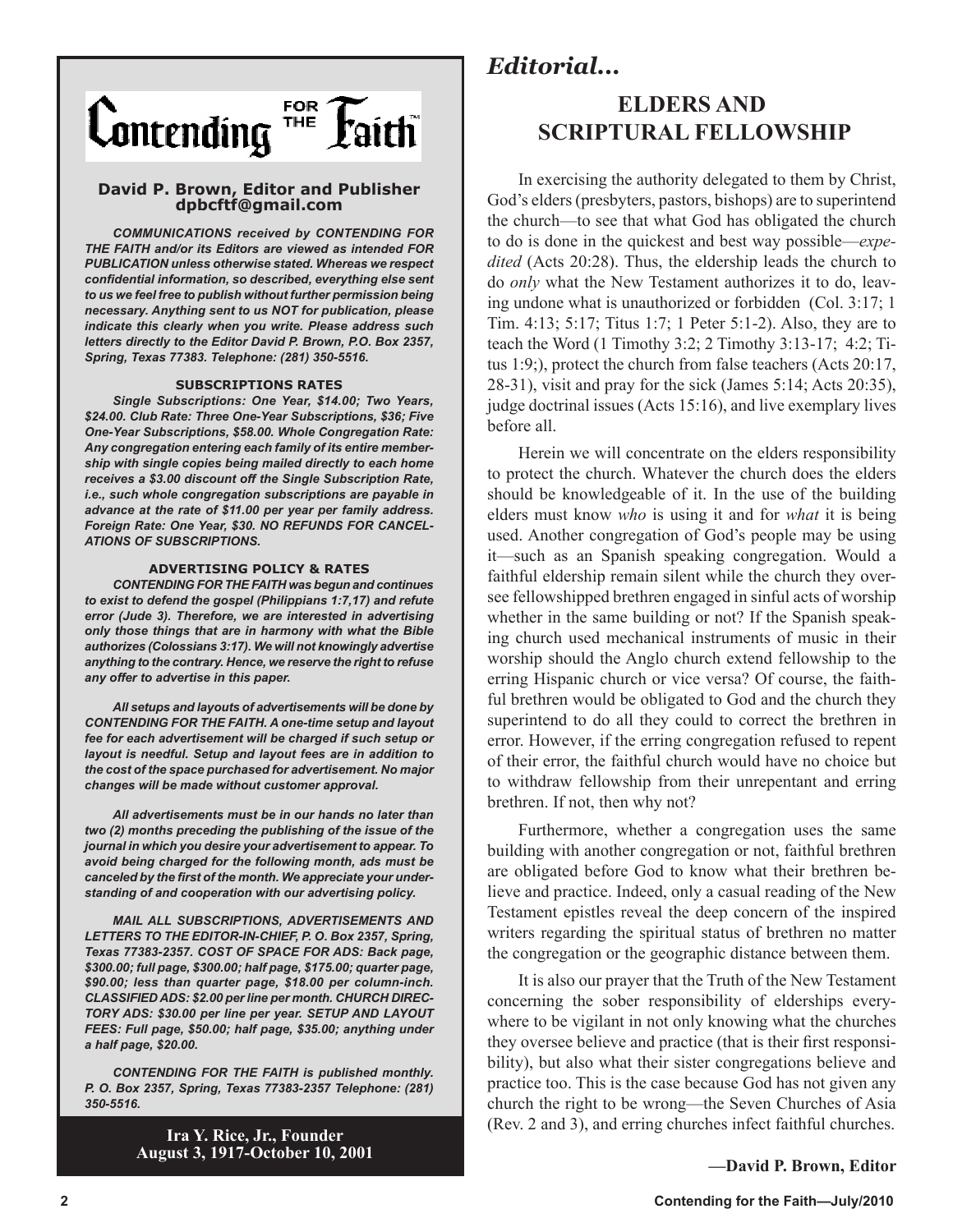# Contending for the Faith

**David P. Brown, Editor and Publisher**
**dpbcftf@gmail.com**

***COMMUNICATIONS received by CONTENDING FOR THE FAITH and/or its Editors are viewed as intended FOR PUBLICATION unless otherwise stated. Whereas we respect confidential information, so described, everything else sent to us we feel free to publish without further permission being necessary. Anything sent to us NOT for publication, please indicate this clearly when you write. Please address such letters directly to the Editor David P. Brown, P.O. Box 2357, Spring, Texas 77383. Telephone: (281) 350-5516.***

**SUBSCRIPTIONS RATES**

***Single Subscriptions: One Year, $14.00; Two Years, $24.00. Club Rate: Three One-Year Subscriptions, $36; Five One-Year Subscriptions, $58.00. Whole Congregation Rate: Any congregation entering each family of its entire membership with single copies being mailed directly to each home receives a $3.00 discount off the Single Subscription Rate, i.e., such whole congregation subscriptions are payable in advance at the rate of $11.00 per year per family address. Foreign Rate: One Year, $30. NO REFUNDS FOR CANCELATIONS OF SUBSCRIPTIONS.***

**ADVERTISING POLICY & RATES**

***CONTENDING FOR THE FAITH was begun and continues to exist to defend the gospel (Philippians 1:7,17) and refute error (Jude 3). Therefore, we are interested in advertising only those things that are in harmony with what the Bible authorizes (Colossians 3:17). We will not knowingly advertise anything to the contrary. Hence, we reserve the right to refuse any offer to advertise in this paper.***

***All setups and layouts of advertisements will be done by CONTENDING FOR THE FAITH. A one-time setup and layout fee for each advertisement will be charged if such setup or layout is needful. Setup and layout fees are in addition to the cost of the space purchased for advertisement. No major changes will be made without customer approval.***

***All advertisements must be in our hands no later than two (2) months preceding the publishing of the issue of the journal in which you desire your advertisement to appear. To avoid being charged for the following month, ads must be canceled by the first of the month. We appreciate your understanding of and cooperation with our advertising policy.***

***MAIL ALL SUBSCRIPTIONS, ADVERTISEMENTS AND LETTERS TO THE EDITOR-IN-CHIEF, P. O. Box 2357, Spring, Texas 77383-2357. COST OF SPACE FOR ADS: Back page, $300.00; full page, $300.00; half page, $175.00; quarter page, $90.00; less than quarter page, $18.00 per column-inch. CLASSIFIED ADS: $2.00 per line per month. CHURCH DIRECTORY ADS: $30.00 per line per year. SETUP AND LAYOUT FEES: Full page, $50.00; half page, $35.00; anything under a half page, $20.00.***

***CONTENDING FOR THE FAITH is published monthly. P. O. Box 2357, Spring, Texas 77383-2357 Telephone: (281) 350-5516.***

**Ira Y. Rice, Jr., Founder**
**August 3, 1917-October 10, 2001**

## *Editorial...*

## ELDERS AND SCRIPTURAL FELLOWSHIP

In exercising the authority delegated to them by Christ, God's elders (presbyters, pastors, bishops) are to superintend the church—to see that what God has obligated the church to do is done in the quickest and best way possible—*expedited* (Acts 20:28). Thus, the eldership leads the church to do *only* what the New Testament authorizes it to do, leaving undone what is unauthorized or forbidden (Col. 3:17; 1 Tim. 4:13; 5:17; Titus 1:7; 1 Peter 5:1-2). Also, they are to teach the Word (1 Timothy 3:2; 2 Timothy 3:13-17; 4:2; Titus 1:9;), protect the church from false teachers (Acts 20:17, 28-31), visit and pray for the sick (James 5:14; Acts 20:35), judge doctrinal issues (Acts 15:16), and live exemplary lives before all.

Herein we will concentrate on the elders responsibility to protect the church. Whatever the church does the elders should be knowledgeable of it. In the use of the building elders must know *who* is using it and for *what* it is being used. Another congregation of God's people may be using it—such as an Spanish speaking congregation. Would a faithful eldership remain silent while the church they oversee fellowshipped brethren engaged in sinful acts of worship whether in the same building or not? If the Spanish speaking church used mechanical instruments of music in their worship should the Anglo church extend fellowship to the erring Hispanic church or vice versa? Of course, the faithful brethren would be obligated to God and the church they superintend to do all they could to correct the brethren in error. However, if the erring congregation refused to repent of their error, the faithful church would have no choice but to withdraw fellowship from their unrepentant and erring brethren. If not, then why not?

Furthermore, whether a congregation uses the same building with another congregation or not, faithful brethren are obligated before God to know what their brethren believe and practice. Indeed, only a casual reading of the New Testament epistles reveal the deep concern of the inspired writers regarding the spiritual status of brethren no matter the congregation or the geographic distance between them.

It is also our prayer that the Truth of the New Testament concerning the sober responsibility of elderships everywhere to be vigilant in not only knowing what the churches they oversee believe and practice (that is their first responsibility), but also what their sister congregations believe and practice too. This is the case because God has not given any church the right to be wrong—the Seven Churches of Asia (Rev. 2 and 3), and erring churches infect faithful churches.

**—David P. Brown, Editor**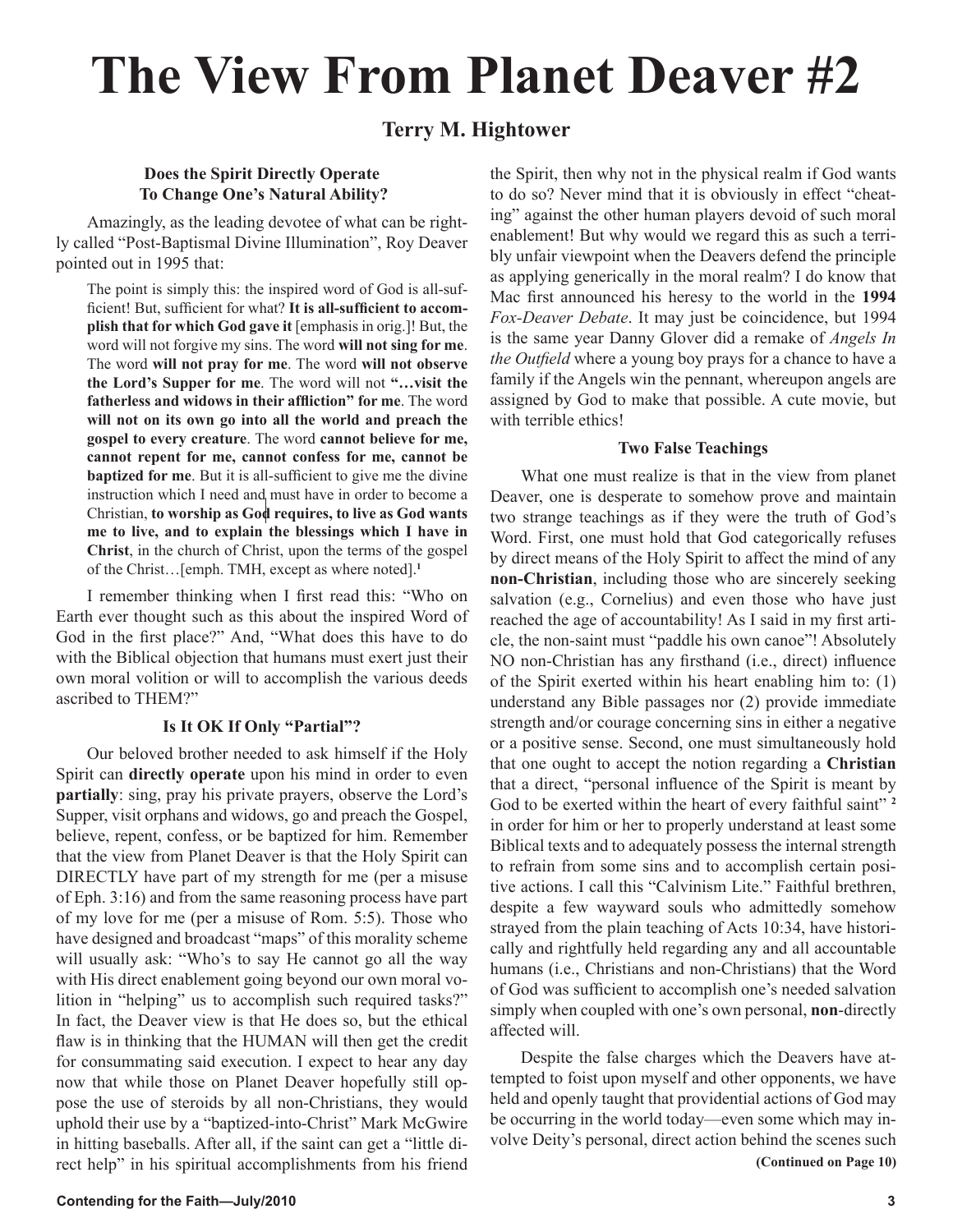# The View From Planet Deaver #2

## Terry M. Hightower

### Does the Spirit Directly Operate To Change One's Natural Ability?

Amazingly, as the leading devotee of what can be rightly called "Post-Baptismal Divine Illumination", Roy Deaver pointed out in 1995 that:

> The point is simply this: the inspired word of God is all-sufficient! But, sufficient for what? **It is all-sufficient to accomplish that for which God gave it** [emphasis in orig.]! But, the word will not forgive my sins. The word **will not sing for me**. The word **will not pray for me**. The word **will not observe the Lord's Supper for me**. The word will not **"…visit the fatherless and widows in their affliction" for me**. The word **will not on its own go into all the world and preach the gospel to every creature**. The word **cannot believe for me, cannot repent for me, cannot confess for me, cannot be baptized for me**. But it is all-sufficient to give me the divine instruction which I need and must have in order to become a Christian, **to worship as God requires, to live as God wants me to live, and to explain the blessings which I have in Christ**, in the church of Christ, upon the terms of the gospel of the Christ…[emph. TMH, except as where noted].[1]

I remember thinking when I first read this: "Who on Earth ever thought such as this about the inspired Word of God in the first place?" And, "What does this have to do with the Biblical objection that humans must exert just their own moral volition or will to accomplish the various deeds ascribed to THEM?"

### Is It OK If Only "Partial"?

Our beloved brother needed to ask himself if the Holy Spirit can **directly operate** upon his mind in order to even **partially**: sing, pray his private prayers, observe the Lord's Supper, visit orphans and widows, go and preach the Gospel, believe, repent, confess, or be baptized for him. Remember that the view from Planet Deaver is that the Holy Spirit can DIRECTLY have part of my strength for me (per a misuse of Eph. 3:16) and from the same reasoning process have part of my love for me (per a misuse of Rom. 5:5). Those who have designed and broadcast "maps" of this morality scheme will usually ask: "Who's to say He cannot go all the way with His direct enablement going beyond our own moral volition in "helping" us to accomplish such required tasks?" In fact, the Deaver view is that He does so, but the ethical flaw is in thinking that the HUMAN will then get the credit for consummating said execution. I expect to hear any day now that while those on Planet Deaver hopefully still oppose the use of steroids by all non-Christians, they would uphold their use by a "baptized-into-Christ" Mark McGwire in hitting baseballs. After all, if the saint can get a "little direct help" in his spiritual accomplishments from his friend the Spirit, then why not in the physical realm if God wants to do so? Never mind that it is obviously in effect "cheating" against the other human players devoid of such moral enablement! But why would we regard this as such a terribly unfair viewpoint when the Deavers defend the principle as applying generically in the moral realm? I do know that Mac first announced his heresy to the world in the **1994** *Fox-Deaver Debate*. It may just be coincidence, but 1994 is the same year Danny Glover did a remake of *Angels In the Outfield* where a young boy prays for a chance to have a family if the Angels win the pennant, whereupon angels are assigned by God to make that possible. A cute movie, but with terrible ethics!

### Two False Teachings

What one must realize is that in the view from planet Deaver, one is desperate to somehow prove and maintain two strange teachings as if they were the truth of God's Word. First, one must hold that God categorically refuses by direct means of the Holy Spirit to affect the mind of any **non-Christian**, including those who are sincerely seeking salvation (e.g., Cornelius) and even those who have just reached the age of accountability! As I said in my first article, the non-saint must "paddle his own canoe"! Absolutely NO non-Christian has any firsthand (i.e., direct) influence of the Spirit exerted within his heart enabling him to: (1) understand any Bible passages nor (2) provide immediate strength and/or courage concerning sins in either a negative or a positive sense. Second, one must simultaneously hold that one ought to accept the notion regarding a **Christian** that a direct, "personal influence of the Spirit is meant by God to be exerted within the heart of every faithful saint" [2] in order for him or her to properly understand at least some Biblical texts and to adequately possess the internal strength to refrain from some sins and to accomplish certain positive actions. I call this "Calvinism Lite." Faithful brethren, despite a few wayward souls who admittedly somehow strayed from the plain teaching of Acts 10:34, have historically and rightfully held regarding any and all accountable humans (i.e., Christians and non-Christians) that the Word of God was sufficient to accomplish one's needed salvation simply when coupled with one's own personal, **non**-directly affected will.

Despite the false charges which the Deavers have attempted to foist upon myself and other opponents, we have held and openly taught that providential actions of God may be occurring in the world today—even some which may involve Deity's personal, direct action behind the scenes such

**(Continued on Page 10)**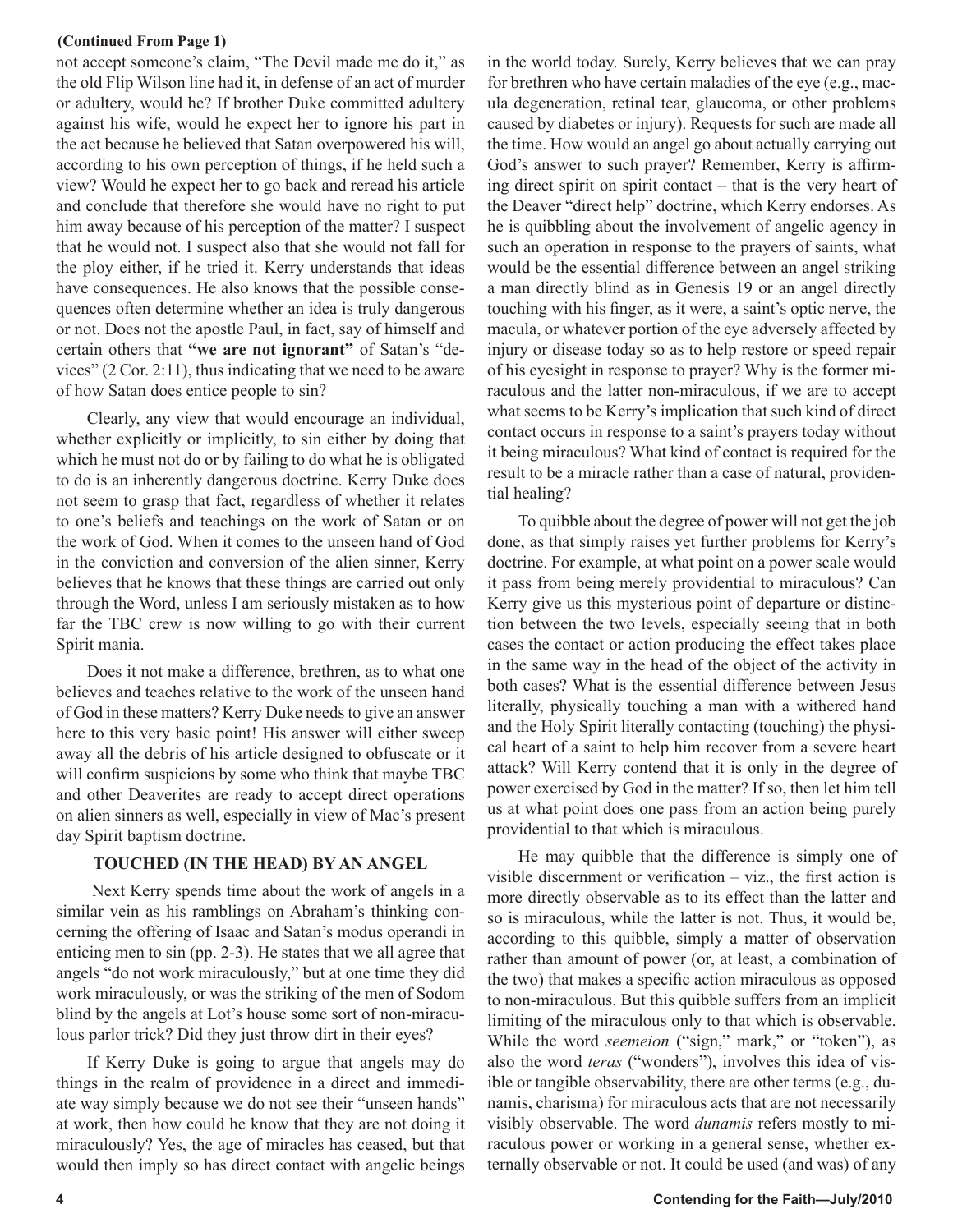**(Continued From Page 1)**

not accept someone's claim, "The Devil made me do it," as the old Flip Wilson line had it, in defense of an act of murder or adultery, would he? If brother Duke committed adultery against his wife, would he expect her to ignore his part in the act because he believed that Satan overpowered his will, according to his own perception of things, if he held such a view? Would he expect her to go back and reread his article and conclude that therefore she would have no right to put him away because of his perception of the matter? I suspect that he would not. I suspect also that she would not fall for the ploy either, if he tried it. Kerry understands that ideas have consequences. He also knows that the possible consequences often determine whether an idea is truly dangerous or not. Does not the apostle Paul, in fact, say of himself and certain others that **"we are not ignorant"** of Satan's "devices" (2 Cor. 2:11), thus indicating that we need to be aware of how Satan does entice people to sin?

Clearly, any view that would encourage an individual, whether explicitly or implicitly, to sin either by doing that which he must not do or by failing to do what he is obligated to do is an inherently dangerous doctrine. Kerry Duke does not seem to grasp that fact, regardless of whether it relates to one's beliefs and teachings on the work of Satan or on the work of God. When it comes to the unseen hand of God in the conviction and conversion of the alien sinner, Kerry believes that he knows that these things are carried out only through the Word, unless I am seriously mistaken as to how far the TBC crew is now willing to go with their current Spirit mania.

Does it not make a difference, brethren, as to what one believes and teaches relative to the work of the unseen hand of God in these matters? Kerry Duke needs to give an answer here to this very basic point! His answer will either sweep away all the debris of his article designed to obfuscate or it will confirm suspicions by some who think that maybe TBC and other Deaverites are ready to accept direct operations on alien sinners as well, especially in view of Mac's present day Spirit baptism doctrine.

## TOUCHED (IN THE HEAD) BY AN ANGEL

Next Kerry spends time about the work of angels in a similar vein as his ramblings on Abraham's thinking concerning the offering of Isaac and Satan's modus operandi in enticing men to sin (pp. 2-3). He states that we all agree that angels "do not work miraculously," but at one time they did work miraculously, or was the striking of the men of Sodom blind by the angels at Lot's house some sort of non-miraculous parlor trick? Did they just throw dirt in their eyes?

If Kerry Duke is going to argue that angels may do things in the realm of providence in a direct and immediate way simply because we do not see their "unseen hands" at work, then how could he know that they are not doing it miraculously? Yes, the age of miracles has ceased, but that would then imply so has direct contact with angelic beings in the world today. Surely, Kerry believes that we can pray for brethren who have certain maladies of the eye (e.g., macula degeneration, retinal tear, glaucoma, or other problems caused by diabetes or injury). Requests for such are made all the time. How would an angel go about actually carrying out God's answer to such prayer? Remember, Kerry is affirming direct spirit on spirit contact – that is the very heart of the Deaver "direct help" doctrine, which Kerry endorses. As he is quibbling about the involvement of angelic agency in such an operation in response to the prayers of saints, what would be the essential difference between an angel striking a man directly blind as in Genesis 19 or an angel directly touching with his finger, as it were, a saint's optic nerve, the macula, or whatever portion of the eye adversely affected by injury or disease today so as to help restore or speed repair of his eyesight in response to prayer? Why is the former miraculous and the latter non-miraculous, if we are to accept what seems to be Kerry's implication that such kind of direct contact occurs in response to a saint's prayers today without it being miraculous? What kind of contact is required for the result to be a miracle rather than a case of natural, providential healing?

To quibble about the degree of power will not get the job done, as that simply raises yet further problems for Kerry's doctrine. For example, at what point on a power scale would it pass from being merely providential to miraculous? Can Kerry give us this mysterious point of departure or distinction between the two levels, especially seeing that in both cases the contact or action producing the effect takes place in the same way in the head of the object of the activity in both cases? What is the essential difference between Jesus literally, physically touching a man with a withered hand and the Holy Spirit literally contacting (touching) the physical heart of a saint to help him recover from a severe heart attack? Will Kerry contend that it is only in the degree of power exercised by God in the matter? If so, then let him tell us at what point does one pass from an action being purely providential to that which is miraculous.

He may quibble that the difference is simply one of visible discernment or verification – viz., the first action is more directly observable as to its effect than the latter and so is miraculous, while the latter is not. Thus, it would be, according to this quibble, simply a matter of observation rather than amount of power (or, at least, a combination of the two) that makes a specific action miraculous as opposed to non-miraculous. But this quibble suffers from an implicit limiting of the miraculous only to that which is observable. While the word *seemeion* ("sign," mark," or "token"), as also the word *teras* ("wonders"), involves this idea of visible or tangible observability, there are other terms (e.g., dunamis, charisma) for miraculous acts that are not necessarily visibly observable. The word *dunamis* refers mostly to miraculous power or working in a general sense, whether externally observable or not. It could be used (and was) of any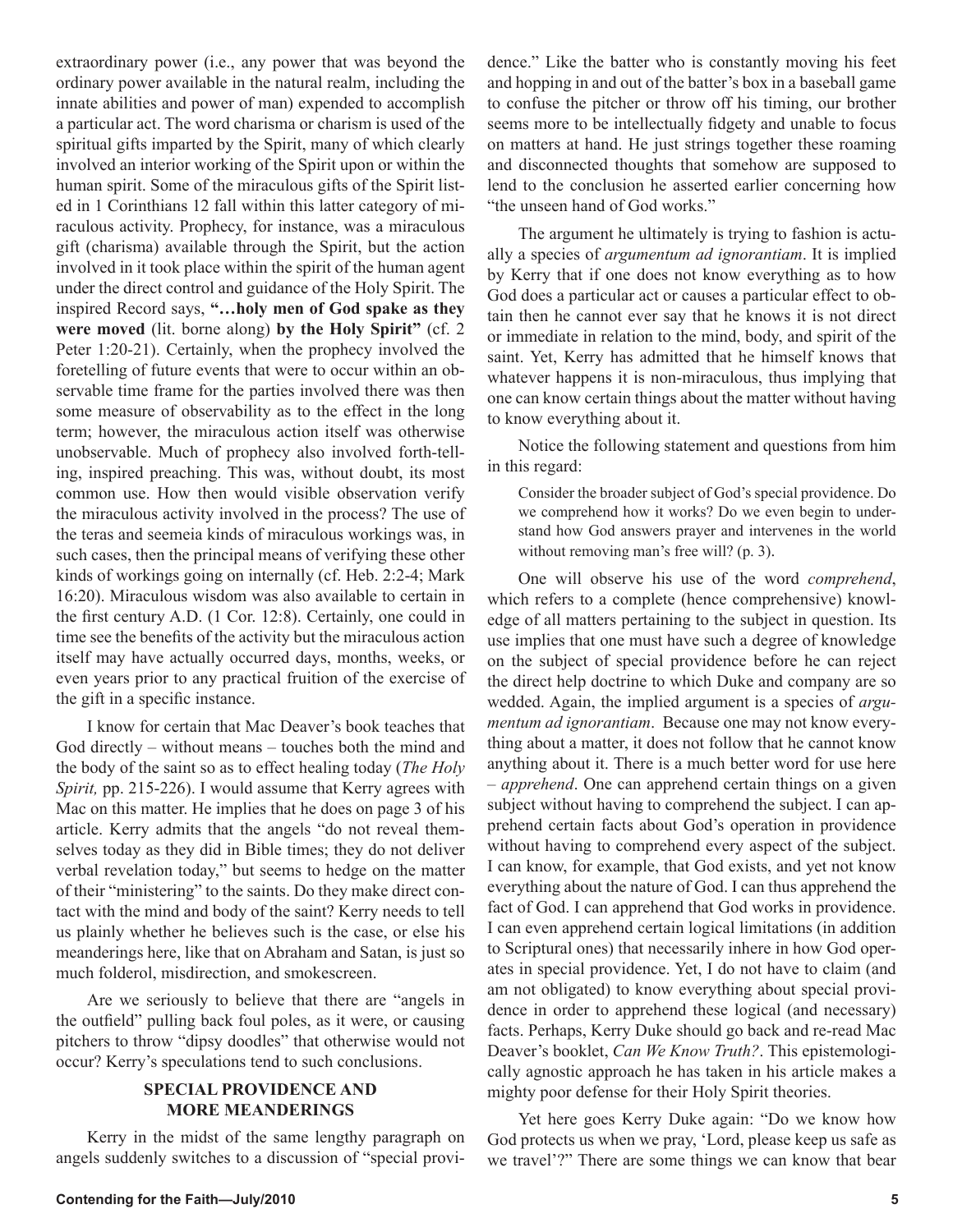extraordinary power (i.e., any power that was beyond the ordinary power available in the natural realm, including the innate abilities and power of man) expended to accomplish a particular act. The word charisma or charism is used of the spiritual gifts imparted by the Spirit, many of which clearly involved an interior working of the Spirit upon or within the human spirit. Some of the miraculous gifts of the Spirit listed in 1 Corinthians 12 fall within this latter category of miraculous activity. Prophecy, for instance, was a miraculous gift (charisma) available through the Spirit, but the action involved in it took place within the spirit of the human agent under the direct control and guidance of the Holy Spirit. The inspired Record says, **"…holy men of God spake as they were moved** (lit. borne along) **by the Holy Spirit"** (cf. 2 Peter 1:20-21). Certainly, when the prophecy involved the foretelling of future events that were to occur within an observable time frame for the parties involved there was then some measure of observability as to the effect in the long term; however, the miraculous action itself was otherwise unobservable. Much of prophecy also involved forth-telling, inspired preaching. This was, without doubt, its most common use. How then would visible observation verify the miraculous activity involved in the process? The use of the teras and seemeia kinds of miraculous workings was, in such cases, then the principal means of verifying these other kinds of workings going on internally (cf. Heb. 2:2-4; Mark 16:20). Miraculous wisdom was also available to certain in the first century A.D. (1 Cor. 12:8). Certainly, one could in time see the benefits of the activity but the miraculous action itself may have actually occurred days, months, weeks, or even years prior to any practical fruition of the exercise of the gift in a specific instance.

I know for certain that Mac Deaver's book teaches that God directly – without means – touches both the mind and the body of the saint so as to effect healing today (*The Holy Spirit,* pp. 215-226). I would assume that Kerry agrees with Mac on this matter. He implies that he does on page 3 of his article. Kerry admits that the angels "do not reveal themselves today as they did in Bible times; they do not deliver verbal revelation today," but seems to hedge on the matter of their "ministering" to the saints. Do they make direct contact with the mind and body of the saint? Kerry needs to tell us plainly whether he believes such is the case, or else his meanderings here, like that on Abraham and Satan, is just so much folderol, misdirection, and smokescreen.

Are we seriously to believe that there are "angels in the outfield" pulling back foul poles, as it were, or causing pitchers to throw "dipsy doodles" that otherwise would not occur? Kerry's speculations tend to such conclusions.

## SPECIAL PROVIDENCE AND MORE MEANDERINGS

Kerry in the midst of the same lengthy paragraph on angels suddenly switches to a discussion of "special providence." Like the batter who is constantly moving his feet and hopping in and out of the batter's box in a baseball game to confuse the pitcher or throw off his timing, our brother seems more to be intellectually fidgety and unable to focus on matters at hand. He just strings together these roaming and disconnected thoughts that somehow are supposed to lend to the conclusion he asserted earlier concerning how "the unseen hand of God works."

The argument he ultimately is trying to fashion is actually a species of *argumentum ad ignorantiam*. It is implied by Kerry that if one does not know everything as to how God does a particular act or causes a particular effect to obtain then he cannot ever say that he knows it is not direct or immediate in relation to the mind, body, and spirit of the saint. Yet, Kerry has admitted that he himself knows that whatever happens it is non-miraculous, thus implying that one can know certain things about the matter without having to know everything about it.

Notice the following statement and questions from him in this regard:

> Consider the broader subject of God's special providence. Do we comprehend how it works? Do we even begin to understand how God answers prayer and intervenes in the world without removing man's free will? (p. 3).

One will observe his use of the word *comprehend*, which refers to a complete (hence comprehensive) knowledge of all matters pertaining to the subject in question. Its use implies that one must have such a degree of knowledge on the subject of special providence before he can reject the direct help doctrine to which Duke and company are so wedded. Again, the implied argument is a species of *argumentum ad ignorantiam*. Because one may not know everything about a matter, it does not follow that he cannot know anything about it. There is a much better word for use here – *apprehend*. One can apprehend certain things on a given subject without having to comprehend the subject. I can apprehend certain facts about God's operation in providence without having to comprehend every aspect of the subject. I can know, for example, that God exists, and yet not know everything about the nature of God. I can thus apprehend the fact of God. I can apprehend that God works in providence. I can even apprehend certain logical limitations (in addition to Scriptural ones) that necessarily inhere in how God operates in special providence. Yet, I do not have to claim (and am not obligated) to know everything about special providence in order to apprehend these logical (and necessary) facts. Perhaps, Kerry Duke should go back and re-read Mac Deaver's booklet, *Can We Know Truth?*. This epistemologically agnostic approach he has taken in his article makes a mighty poor defense for their Holy Spirit theories.

Yet here goes Kerry Duke again: "Do we know how God protects us when we pray, 'Lord, please keep us safe as we travel'?" There are some things we can know that bear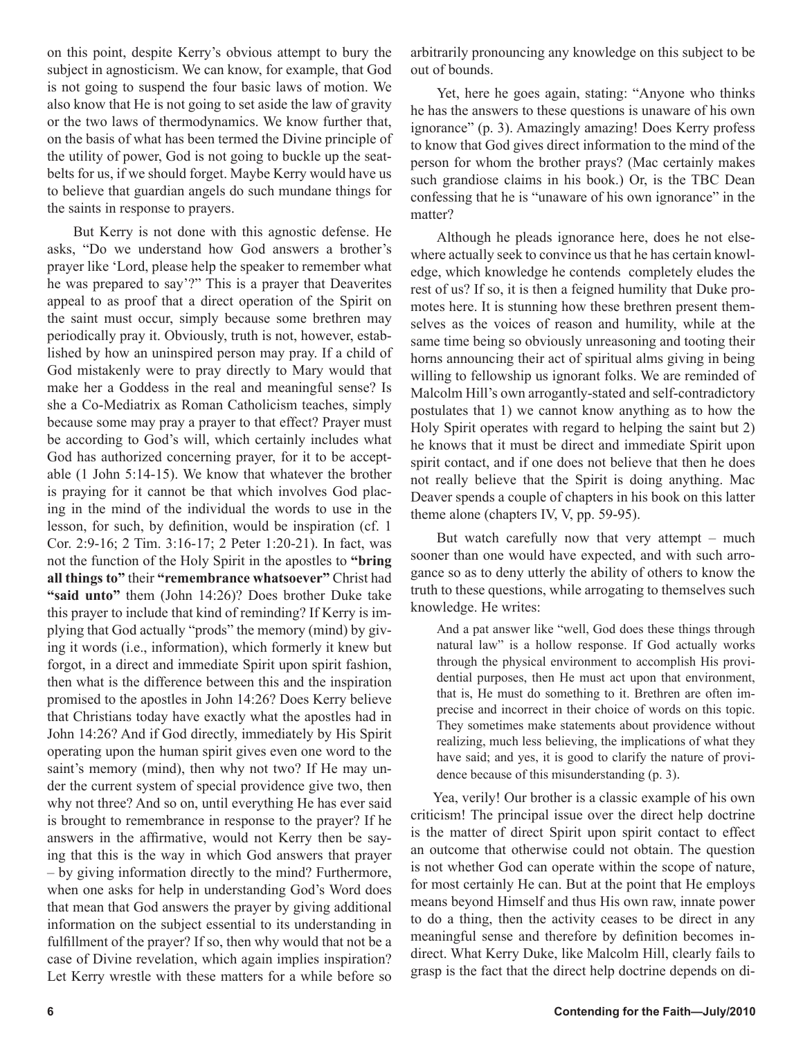on this point, despite Kerry's obvious attempt to bury the subject in agnosticism. We can know, for example, that God is not going to suspend the four basic laws of motion. We also know that He is not going to set aside the law of gravity or the two laws of thermodynamics. We know further that, on the basis of what has been termed the Divine principle of the utility of power, God is not going to buckle up the seatbelts for us, if we should forget. Maybe Kerry would have us to believe that guardian angels do such mundane things for the saints in response to prayers.

But Kerry is not done with this agnostic defense. He asks, "Do we understand how God answers a brother's prayer like 'Lord, please help the speaker to remember what he was prepared to say'?" This is a prayer that Deaverites appeal to as proof that a direct operation of the Spirit on the saint must occur, simply because some brethren may periodically pray it. Obviously, truth is not, however, established by how an uninspired person may pray. If a child of God mistakenly were to pray directly to Mary would that make her a Goddess in the real and meaningful sense? Is she a Co-Mediatrix as Roman Catholicism teaches, simply because some may pray a prayer to that effect? Prayer must be according to God's will, which certainly includes what God has authorized concerning prayer, for it to be acceptable (1 John 5:14-15). We know that whatever the brother is praying for it cannot be that which involves God placing in the mind of the individual the words to use in the lesson, for such, by definition, would be inspiration (cf. 1 Cor. 2:9-16; 2 Tim. 3:16-17; 2 Peter 1:20-21). In fact, was not the function of the Holy Spirit in the apostles to **"bring all things to"** their **"remembrance whatsoever"** Christ had **"said unto"** them (John 14:26)? Does brother Duke take this prayer to include that kind of reminding? If Kerry is implying that God actually "prods" the memory (mind) by giving it words (i.e., information), which formerly it knew but forgot, in a direct and immediate Spirit upon spirit fashion, then what is the difference between this and the inspiration promised to the apostles in John 14:26? Does Kerry believe that Christians today have exactly what the apostles had in John 14:26? And if God directly, immediately by His Spirit operating upon the human spirit gives even one word to the saint's memory (mind), then why not two? If He may under the current system of special providence give two, then why not three? And so on, until everything He has ever said is brought to remembrance in response to the prayer? If he answers in the affirmative, would not Kerry then be saying that this is the way in which God answers that prayer – by giving information directly to the mind? Furthermore, when one asks for help in understanding God's Word does that mean that God answers the prayer by giving additional information on the subject essential to its understanding in fulfillment of the prayer? If so, then why would that not be a case of Divine revelation, which again implies inspiration? Let Kerry wrestle with these matters for a while before so arbitrarily pronouncing any knowledge on this subject to be out of bounds.

Yet, here he goes again, stating: "Anyone who thinks he has the answers to these questions is unaware of his own ignorance" (p. 3). Amazingly amazing! Does Kerry profess to know that God gives direct information to the mind of the person for whom the brother prays? (Mac certainly makes such grandiose claims in his book.) Or, is the TBC Dean confessing that he is "unaware of his own ignorance" in the matter?

Although he pleads ignorance here, does he not elsewhere actually seek to convince us that he has certain knowledge, which knowledge he contends completely eludes the rest of us? If so, it is then a feigned humility that Duke promotes here. It is stunning how these brethren present themselves as the voices of reason and humility, while at the same time being so obviously unreasoning and tooting their horns announcing their act of spiritual alms giving in being willing to fellowship us ignorant folks. We are reminded of Malcolm Hill's own arrogantly-stated and self-contradictory postulates that 1) we cannot know anything as to how the Holy Spirit operates with regard to helping the saint but 2) he knows that it must be direct and immediate Spirit upon spirit contact, and if one does not believe that then he does not really believe that the Spirit is doing anything. Mac Deaver spends a couple of chapters in his book on this latter theme alone (chapters IV, V, pp. 59-95).

But watch carefully now that very attempt – much sooner than one would have expected, and with such arrogance so as to deny utterly the ability of others to know the truth to these questions, while arrogating to themselves such knowledge. He writes:

> And a pat answer like "well, God does these things through natural law" is a hollow response. If God actually works through the physical environment to accomplish His providential purposes, then He must act upon that environment, that is, He must do something to it. Brethren are often imprecise and incorrect in their choice of words on this topic. They sometimes make statements about providence without realizing, much less believing, the implications of what they have said; and yes, it is good to clarify the nature of providence because of this misunderstanding (p. 3).

Yea, verily! Our brother is a classic example of his own criticism! The principal issue over the direct help doctrine is the matter of direct Spirit upon spirit contact to effect an outcome that otherwise could not obtain. The question is not whether God can operate within the scope of nature, for most certainly He can. But at the point that He employs means beyond Himself and thus His own raw, innate power to do a thing, then the activity ceases to be direct in any meaningful sense and therefore by definition becomes indirect. What Kerry Duke, like Malcolm Hill, clearly fails to grasp is the fact that the direct help doctrine depends on di-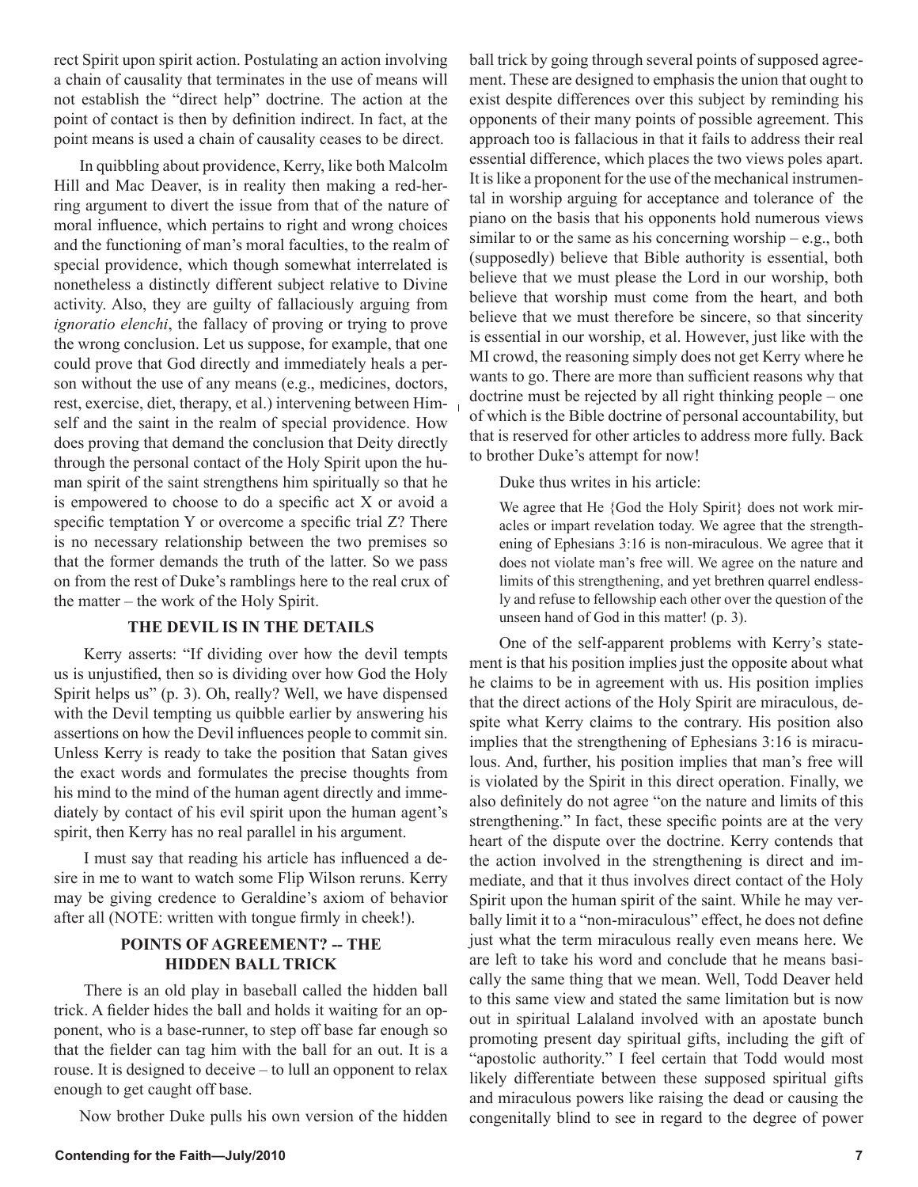rect Spirit upon spirit action. Postulating an action involving a chain of causality that terminates in the use of means will not establish the "direct help" doctrine. The action at the point of contact is then by definition indirect. In fact, at the point means is used a chain of causality ceases to be direct.

In quibbling about providence, Kerry, like both Malcolm Hill and Mac Deaver, is in reality then making a red-herring argument to divert the issue from that of the nature of moral influence, which pertains to right and wrong choices and the functioning of man's moral faculties, to the realm of special providence, which though somewhat interrelated is nonetheless a distinctly different subject relative to Divine activity. Also, they are guilty of fallaciously arguing from *ignoratio elenchi*, the fallacy of proving or trying to prove the wrong conclusion. Let us suppose, for example, that one could prove that God directly and immediately heals a person without the use of any means (e.g., medicines, doctors, rest, exercise, diet, therapy, et al.) intervening between Himself and the saint in the realm of special providence. How does proving that demand the conclusion that Deity directly through the personal contact of the Holy Spirit upon the human spirit of the saint strengthens him spiritually so that he is empowered to choose to do a specific act X or avoid a specific temptation Y or overcome a specific trial Z? There is no necessary relationship between the two premises so that the former demands the truth of the latter. So we pass on from the rest of Duke's ramblings here to the real crux of the matter – the work of the Holy Spirit.

## THE DEVIL IS IN THE DETAILS

Kerry asserts: "If dividing over how the devil tempts us is unjustified, then so is dividing over how God the Holy Spirit helps us" (p. 3). Oh, really? Well, we have dispensed with the Devil tempting us quibble earlier by answering his assertions on how the Devil influences people to commit sin. Unless Kerry is ready to take the position that Satan gives the exact words and formulates the precise thoughts from his mind to the mind of the human agent directly and immediately by contact of his evil spirit upon the human agent's spirit, then Kerry has no real parallel in his argument.

I must say that reading his article has influenced a desire in me to want to watch some Flip Wilson reruns. Kerry may be giving credence to Geraldine's axiom of behavior after all (NOTE: written with tongue firmly in cheek!).

## POINTS OF AGREEMENT? -- THE HIDDEN BALL TRICK

There is an old play in baseball called the hidden ball trick. A fielder hides the ball and holds it waiting for an opponent, who is a base-runner, to step off base far enough so that the fielder can tag him with the ball for an out. It is a rouse. It is designed to deceive – to lull an opponent to relax enough to get caught off base.

Now brother Duke pulls his own version of the hidden ball trick by going through several points of supposed agreement. These are designed to emphasis the union that ought to exist despite differences over this subject by reminding his opponents of their many points of possible agreement. This approach too is fallacious in that it fails to address their real essential difference, which places the two views poles apart. It is like a proponent for the use of the mechanical instrumental in worship arguing for acceptance and tolerance of the piano on the basis that his opponents hold numerous views similar to or the same as his concerning worship – e.g., both (supposedly) believe that Bible authority is essential, both believe that we must please the Lord in our worship, both believe that worship must come from the heart, and both believe that we must therefore be sincere, so that sincerity is essential in our worship, et al. However, just like with the MI crowd, the reasoning simply does not get Kerry where he wants to go. There are more than sufficient reasons why that doctrine must be rejected by all right thinking people – one of which is the Bible doctrine of personal accountability, but that is reserved for other articles to address more fully. Back to brother Duke's attempt for now!

Duke thus writes in his article:

> We agree that He {God the Holy Spirit} does not work miracles or impart revelation today. We agree that the strengthening of Ephesians 3:16 is non-miraculous. We agree that it does not violate man's free will. We agree on the nature and limits of this strengthening, and yet brethren quarrel endlessly and refuse to fellowship each other over the question of the unseen hand of God in this matter! (p. 3).

One of the self-apparent problems with Kerry's statement is that his position implies just the opposite about what he claims to be in agreement with us. His position implies that the direct actions of the Holy Spirit are miraculous, despite what Kerry claims to the contrary. His position also implies that the strengthening of Ephesians 3:16 is miraculous. And, further, his position implies that man's free will is violated by the Spirit in this direct operation. Finally, we also definitely do not agree "on the nature and limits of this strengthening." In fact, these specific points are at the very heart of the dispute over the doctrine. Kerry contends that the action involved in the strengthening is direct and immediate, and that it thus involves direct contact of the Holy Spirit upon the human spirit of the saint. While he may verbally limit it to a "non-miraculous" effect, he does not define just what the term miraculous really even means here. We are left to take his word and conclude that he means basically the same thing that we mean. Well, Todd Deaver held to this same view and stated the same limitation but is now out in spiritual Lalaland involved with an apostate bunch promoting present day spiritual gifts, including the gift of "apostolic authority." I feel certain that Todd would most likely differentiate between these supposed spiritual gifts and miraculous powers like raising the dead or causing the congenitally blind to see in regard to the degree of power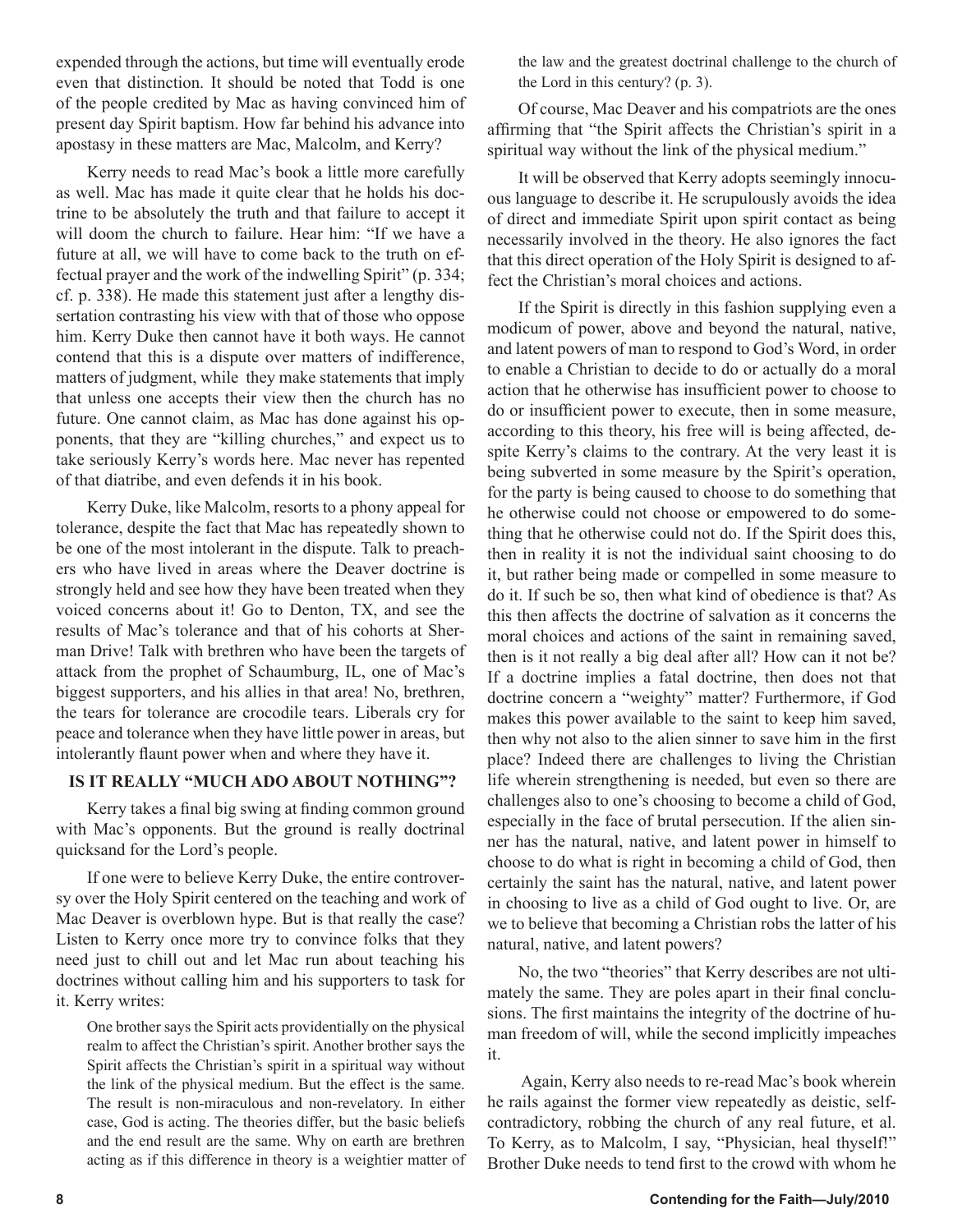expended through the actions, but time will eventually erode even that distinction. It should be noted that Todd is one of the people credited by Mac as having convinced him of present day Spirit baptism. How far behind his advance into apostasy in these matters are Mac, Malcolm, and Kerry?

Kerry needs to read Mac's book a little more carefully as well. Mac has made it quite clear that he holds his doctrine to be absolutely the truth and that failure to accept it will doom the church to failure. Hear him: "If we have a future at all, we will have to come back to the truth on effectual prayer and the work of the indwelling Spirit" (p. 334; cf. p. 338). He made this statement just after a lengthy dissertation contrasting his view with that of those who oppose him. Kerry Duke then cannot have it both ways. He cannot contend that this is a dispute over matters of indifference, matters of judgment, while they make statements that imply that unless one accepts their view then the church has no future. One cannot claim, as Mac has done against his opponents, that they are "killing churches," and expect us to take seriously Kerry's words here. Mac never has repented of that diatribe, and even defends it in his book.

Kerry Duke, like Malcolm, resorts to a phony appeal for tolerance, despite the fact that Mac has repeatedly shown to be one of the most intolerant in the dispute. Talk to preachers who have lived in areas where the Deaver doctrine is strongly held and see how they have been treated when they voiced concerns about it! Go to Denton, TX, and see the results of Mac's tolerance and that of his cohorts at Sherman Drive! Talk with brethren who have been the targets of attack from the prophet of Schaumburg, IL, one of Mac's biggest supporters, and his allies in that area! No, brethren, the tears for tolerance are crocodile tears. Liberals cry for peace and tolerance when they have little power in areas, but intolerantly flaunt power when and where they have it.

## IS IT REALLY "MUCH ADO ABOUT NOTHING"?

Kerry takes a final big swing at finding common ground with Mac's opponents. But the ground is really doctrinal quicksand for the Lord's people.

If one were to believe Kerry Duke, the entire controversy over the Holy Spirit centered on the teaching and work of Mac Deaver is overblown hype. But is that really the case? Listen to Kerry once more try to convince folks that they need just to chill out and let Mac run about teaching his doctrines without calling him and his supporters to task for it. Kerry writes:

> One brother says the Spirit acts providentially on the physical realm to affect the Christian's spirit. Another brother says the Spirit affects the Christian's spirit in a spiritual way without the link of the physical medium. But the effect is the same. The result is non-miraculous and non-revelatory. In either case, God is acting. The theories differ, but the basic beliefs and the end result are the same. Why on earth are brethren acting as if this difference in theory is a weightier matter of the law and the greatest doctrinal challenge to the church of the Lord in this century? (p. 3).

Of course, Mac Deaver and his compatriots are the ones affirming that "the Spirit affects the Christian's spirit in a spiritual way without the link of the physical medium."

It will be observed that Kerry adopts seemingly innocuous language to describe it. He scrupulously avoids the idea of direct and immediate Spirit upon spirit contact as being necessarily involved in the theory. He also ignores the fact that this direct operation of the Holy Spirit is designed to affect the Christian's moral choices and actions.

If the Spirit is directly in this fashion supplying even a modicum of power, above and beyond the natural, native, and latent powers of man to respond to God's Word, in order to enable a Christian to decide to do or actually do a moral action that he otherwise has insufficient power to choose to do or insufficient power to execute, then in some measure, according to this theory, his free will is being affected, despite Kerry's claims to the contrary. At the very least it is being subverted in some measure by the Spirit's operation, for the party is being caused to choose to do something that he otherwise could not choose or empowered to do something that he otherwise could not do. If the Spirit does this, then in reality it is not the individual saint choosing to do it, but rather being made or compelled in some measure to do it. If such be so, then what kind of obedience is that? As this then affects the doctrine of salvation as it concerns the moral choices and actions of the saint in remaining saved, then is it not really a big deal after all? How can it not be? If a doctrine implies a fatal doctrine, then does not that doctrine concern a "weighty" matter? Furthermore, if God makes this power available to the saint to keep him saved, then why not also to the alien sinner to save him in the first place? Indeed there are challenges to living the Christian life wherein strengthening is needed, but even so there are challenges also to one's choosing to become a child of God, especially in the face of brutal persecution. If the alien sinner has the natural, native, and latent power in himself to choose to do what is right in becoming a child of God, then certainly the saint has the natural, native, and latent power in choosing to live as a child of God ought to live. Or, are we to believe that becoming a Christian robs the latter of his natural, native, and latent powers?

No, the two "theories" that Kerry describes are not ultimately the same. They are poles apart in their final conclusions. The first maintains the integrity of the doctrine of human freedom of will, while the second implicitly impeaches it.

Again, Kerry also needs to re-read Mac's book wherein he rails against the former view repeatedly as deistic, self-contradictory, robbing the church of any real future, et al. To Kerry, as to Malcolm, I say, "Physician, heal thyself!" Brother Duke needs to tend first to the crowd with whom he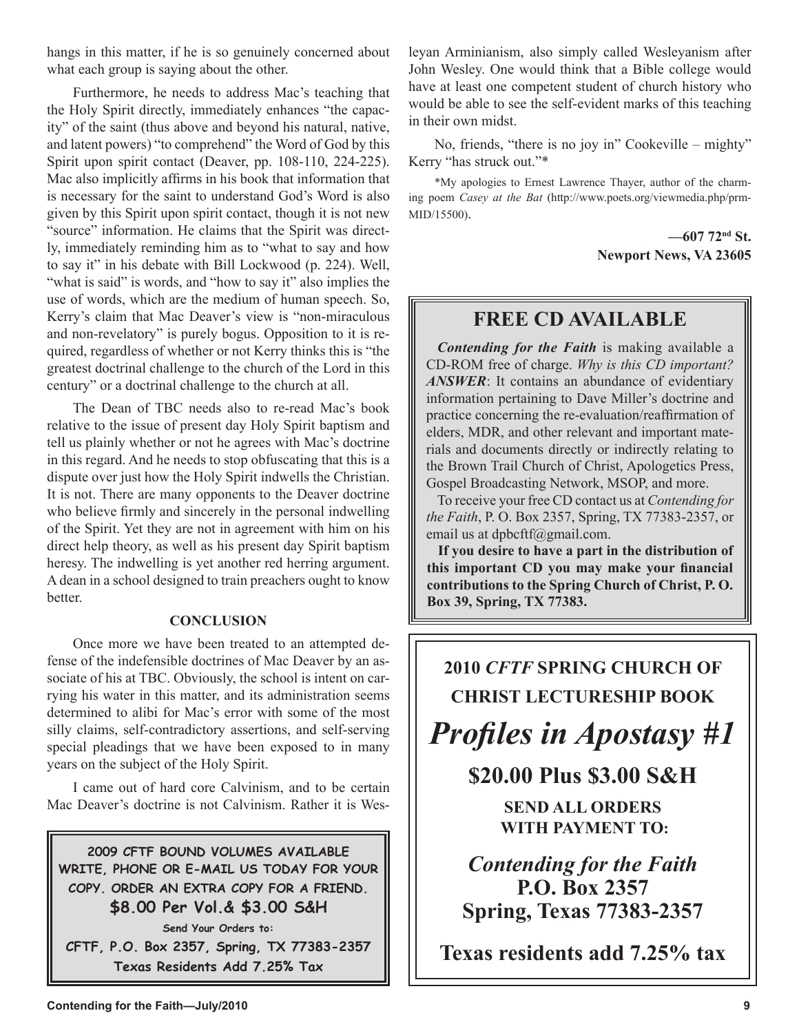hangs in this matter, if he is so genuinely concerned about what each group is saying about the other.

Furthermore, he needs to address Mac's teaching that the Holy Spirit directly, immediately enhances "the capacity" of the saint (thus above and beyond his natural, native, and latent powers) "to comprehend" the Word of God by this Spirit upon spirit contact (Deaver, pp. 108-110, 224-225). Mac also implicitly affirms in his book that information that is necessary for the saint to understand God's Word is also given by this Spirit upon spirit contact, though it is not new "source" information. He claims that the Spirit was directly, immediately reminding him as to "what to say and how to say it" in his debate with Bill Lockwood (p. 224). Well, "what is said" is words, and "how to say it" also implies the use of words, which are the medium of human speech. So, Kerry's claim that Mac Deaver's view is "non-miraculous and non-revelatory" is purely bogus. Opposition to it is required, regardless of whether or not Kerry thinks this is "the greatest doctrinal challenge to the church of the Lord in this century" or a doctrinal challenge to the church at all.

The Dean of TBC needs also to re-read Mac's book relative to the issue of present day Holy Spirit baptism and tell us plainly whether or not he agrees with Mac's doctrine in this regard. And he needs to stop obfuscating that this is a dispute over just how the Holy Spirit indwells the Christian. It is not. There are many opponents to the Deaver doctrine who believe firmly and sincerely in the personal indwelling of the Spirit. Yet they are not in agreement with him on his direct help theory, as well as his present day Spirit baptism heresy. The indwelling is yet another red herring argument. A dean in a school designed to train preachers ought to know better.

**CONCLUSION**

Once more we have been treated to an attempted defense of the indefensible doctrines of Mac Deaver by an associate of his at TBC. Obviously, the school is intent on carrying his water in this matter, and its administration seems determined to alibi for Mac's error with some of the most silly claims, self-contradictory assertions, and self-serving special pleadings that we have been exposed to in many years on the subject of the Holy Spirit.

I came out of hard core Calvinism, and to be certain Mac Deaver's doctrine is not Calvinism. Rather it is Wesleyan Arminianism, also simply called Wesleyanism after John Wesley. One would think that a Bible college would have at least one competent student of church history who would be able to see the self-evident marks of this teaching in their own midst.

No, friends, "there is no joy in" Cookeville – mighty" Kerry "has struck out."*

*My apologies to Ernest Lawrence Thayer, author of the charming poem *Casey at the Bat* (http://www.poets.org/viewmedia.php/prmMID/15500).

**—607 72nd St.**
**Newport News, VA 23605**

**2009 CFTF BOUND VOLUMES AVAILABLE**
**WRITE, PHONE OR E-MAIL US TODAY FOR YOUR COPY. ORDER AN EXTRA COPY FOR A FRIEND.**
**$8.00 Per Vol.& $3.00 S&H**
**Send Your Orders to:**
**CFTF, P.O. Box 2357, Spring, TX 77383-2357**
**Texas Residents Add 7.25% Tax**

## FREE CD AVAILABLE

***Contending for the Faith*** is making available a CD-ROM free of charge. *Why is this CD important? **ANSWER***: It contains an abundance of evidentiary information pertaining to Dave Miller's doctrine and practice concerning the re-evaluation/reaffirmation of elders, MDR, and other relevant and important materials and documents directly or indirectly relating to the Brown Trail Church of Christ, Apologetics Press, Gospel Broadcasting Network, MSOP, and more.

To receive your free CD contact us at *Contending for the Faith*, P. O. Box 2357, Spring, TX 77383-2357, or email us at dpbcftf@gmail.com.

**If you desire to have a part in the distribution of this important CD you may make your financial contributions to the Spring Church of Christ, P. O. Box 39, Spring, TX 77383.**

**2010 *CFTF* SPRING CHURCH OF CHRIST LECTURESHIP BOOK**

***Profiles in Apostasy #1***

**$20.00 Plus $3.00 S&H**

**SEND ALL ORDERS WITH PAYMENT TO:**

***Contending for the Faith***
**P.O. Box 2357**
**Spring, Texas 77383-2357**

**Texas residents add 7.25% tax**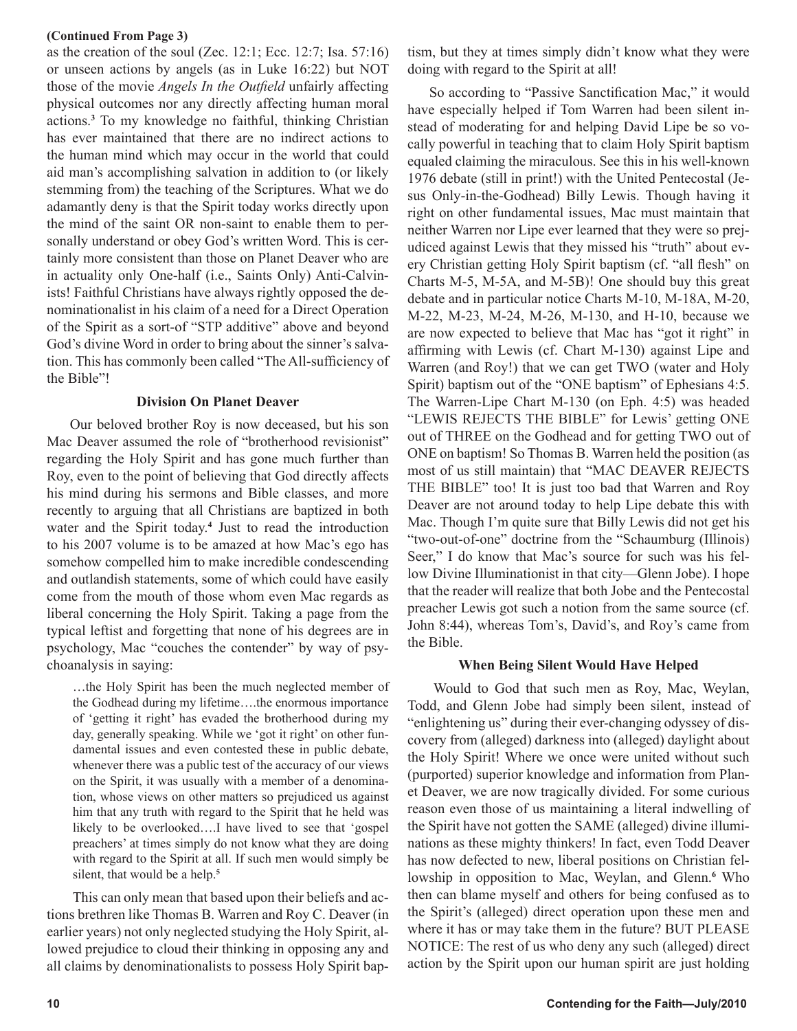**(Continued From Page 3)**

as the creation of the soul (Zec. 12:1; Ecc. 12:7; Isa. 57:16) or unseen actions by angels (as in Luke 16:22) but NOT those of the movie *Angels In the Outfield* unfairly affecting physical outcomes nor any directly affecting human moral actions.[3] To my knowledge no faithful, thinking Christian has ever maintained that there are no indirect actions to the human mind which may occur in the world that could aid man's accomplishing salvation in addition to (or likely stemming from) the teaching of the Scriptures. What we do adamantly deny is that the Spirit today works directly upon the mind of the saint OR non-saint to enable them to personally understand or obey God's written Word. This is certainly more consistent than those on Planet Deaver who are in actuality only One-half (i.e., Saints Only) Anti-Calvinists! Faithful Christians have always rightly opposed the denominationalist in his claim of a need for a Direct Operation of the Spirit as a sort-of "STP additive" above and beyond God's divine Word in order to bring about the sinner's salvation. This has commonly been called "The All-sufficiency of the Bible"!

### Division On Planet Deaver

Our beloved brother Roy is now deceased, but his son Mac Deaver assumed the role of "brotherhood revisionist" regarding the Holy Spirit and has gone much further than Roy, even to the point of believing that God directly affects his mind during his sermons and Bible classes, and more recently to arguing that all Christians are baptized in both water and the Spirit today.[4] Just to read the introduction to his 2007 volume is to be amazed at how Mac's ego has somehow compelled him to make incredible condescending and outlandish statements, some of which could have easily come from the mouth of those whom even Mac regards as liberal concerning the Holy Spirit. Taking a page from the typical leftist and forgetting that none of his degrees are in psychology, Mac "couches the contender" by way of psychoanalysis in saying:

> …the Holy Spirit has been the much neglected member of the Godhead during my lifetime….the enormous importance of 'getting it right' has evaded the brotherhood during my day, generally speaking. While we 'got it right' on other fundamental issues and even contested these in public debate, whenever there was a public test of the accuracy of our views on the Spirit, it was usually with a member of a denomination, whose views on other matters so prejudiced us against him that any truth with regard to the Spirit that he held was likely to be overlooked….I have lived to see that 'gospel preachers' at times simply do not know what they are doing with regard to the Spirit at all. If such men would simply be silent, that would be a help.[5]

This can only mean that based upon their beliefs and actions brethren like Thomas B. Warren and Roy C. Deaver (in earlier years) not only neglected studying the Holy Spirit, allowed prejudice to cloud their thinking in opposing any and all claims by denominationalists to possess Holy Spirit baptism, but they at times simply didn't know what they were doing with regard to the Spirit at all!

So according to "Passive Sanctification Mac," it would have especially helped if Tom Warren had been silent instead of moderating for and helping David Lipe be so vocally powerful in teaching that to claim Holy Spirit baptism equaled claiming the miraculous. See this in his well-known 1976 debate (still in print!) with the United Pentecostal (Jesus Only-in-the-Godhead) Billy Lewis. Though having it right on other fundamental issues, Mac must maintain that neither Warren nor Lipe ever learned that they were so prejudiced against Lewis that they missed his "truth" about every Christian getting Holy Spirit baptism (cf. "all flesh" on Charts M-5, M-5A, and M-5B)! One should buy this great debate and in particular notice Charts M-10, M-18A, M-20, M-22, M-23, M-24, M-26, M-130, and H-10, because we are now expected to believe that Mac has "got it right" in affirming with Lewis (cf. Chart M-130) against Lipe and Warren (and Roy!) that we can get TWO (water and Holy Spirit) baptism out of the "ONE baptism" of Ephesians 4:5. The Warren-Lipe Chart M-130 (on Eph. 4:5) was headed "LEWIS REJECTS THE BIBLE" for Lewis' getting ONE out of THREE on the Godhead and for getting TWO out of ONE on baptism! So Thomas B. Warren held the position (as most of us still maintain) that "MAC DEAVER REJECTS THE BIBLE" too! It is just too bad that Warren and Roy Deaver are not around today to help Lipe debate this with Mac. Though I'm quite sure that Billy Lewis did not get his "two-out-of-one" doctrine from the "Schaumburg (Illinois) Seer," I do know that Mac's source for such was his fellow Divine Illuminationist in that city—Glenn Jobe). I hope that the reader will realize that both Jobe and the Pentecostal preacher Lewis got such a notion from the same source (cf. John 8:44), whereas Tom's, David's, and Roy's came from the Bible.

### When Being Silent Would Have Helped

Would to God that such men as Roy, Mac, Weylan, Todd, and Glenn Jobe had simply been silent, instead of "enlightening us" during their ever-changing odyssey of discovery from (alleged) darkness into (alleged) daylight about the Holy Spirit! Where we once were united without such (purported) superior knowledge and information from Planet Deaver, we are now tragically divided. For some curious reason even those of us maintaining a literal indwelling of the Spirit have not gotten the SAME (alleged) divine illuminations as these mighty thinkers! In fact, even Todd Deaver has now defected to new, liberal positions on Christian fellowship in opposition to Mac, Weylan, and Glenn.[6] Who then can blame myself and others for being confused as to the Spirit's (alleged) direct operation upon these men and where it has or may take them in the future? BUT PLEASE NOTICE: The rest of us who deny any such (alleged) direct action by the Spirit upon our human spirit are just holding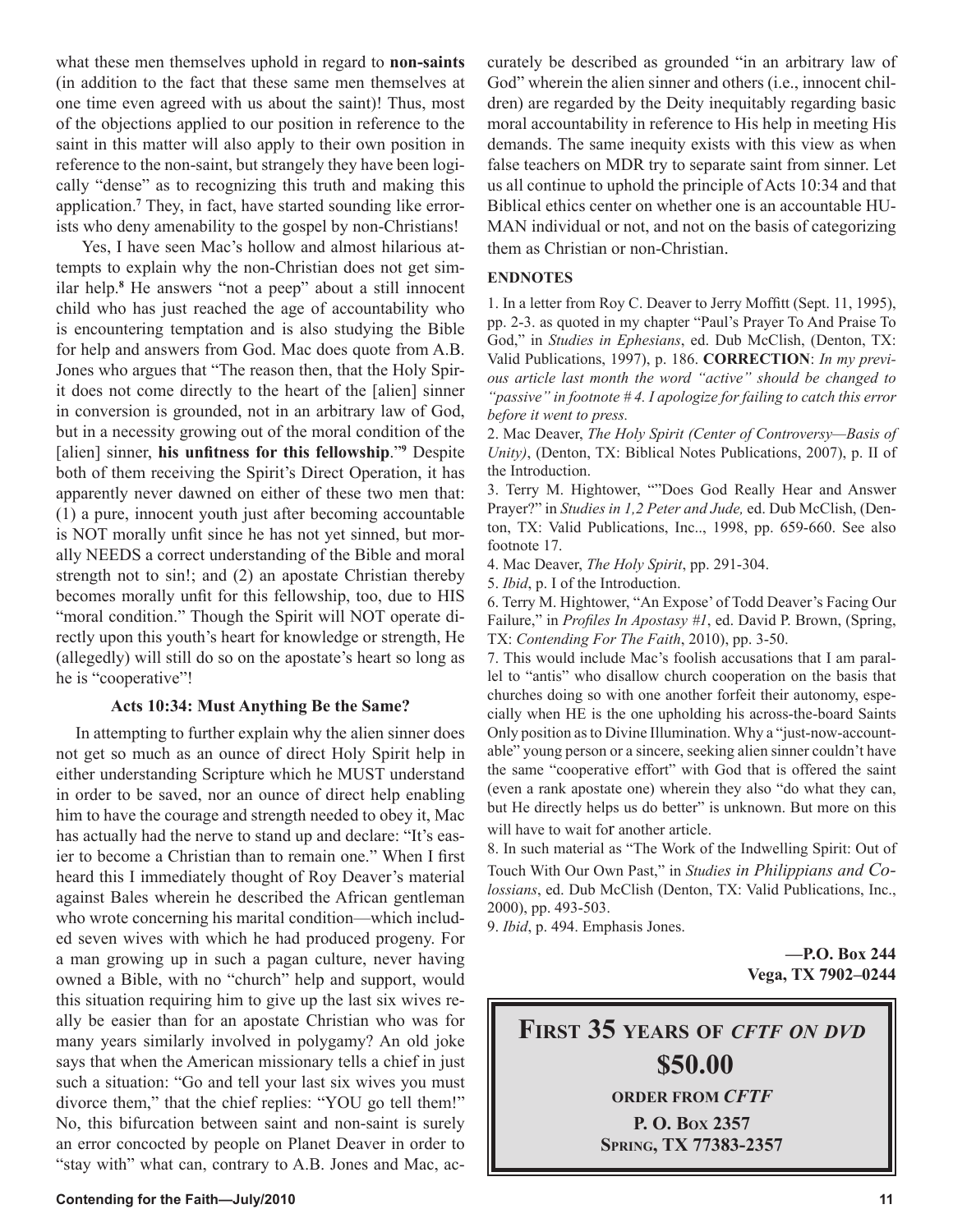what these men themselves uphold in regard to **non-saints** (in addition to the fact that these same men themselves at one time even agreed with us about the saint)! Thus, most of the objections applied to our position in reference to the saint in this matter will also apply to their own position in reference to the non-saint, but strangely they have been logically "dense" as to recognizing this truth and making this application.[7] They, in fact, have started sounding like errorists who deny amenability to the gospel by non-Christians!

Yes, I have seen Mac's hollow and almost hilarious attempts to explain why the non-Christian does not get similar help.[8] He answers "not a peep" about a still innocent child who has just reached the age of accountability who is encountering temptation and is also studying the Bible for help and answers from God. Mac does quote from A.B. Jones who argues that "The reason then, that the Holy Spirit does not come directly to the heart of the [alien] sinner in conversion is grounded, not in an arbitrary law of God, but in a necessity growing out of the moral condition of the [alien] sinner, **his unfitness for this fellowship**."[9] Despite both of them receiving the Spirit's Direct Operation, it has apparently never dawned on either of these two men that: (1) a pure, innocent youth just after becoming accountable is NOT morally unfit since he has not yet sinned, but morally NEEDS a correct understanding of the Bible and moral strength not to sin!; and (2) an apostate Christian thereby becomes morally unfit for this fellowship, too, due to HIS "moral condition." Though the Spirit will NOT operate directly upon this youth's heart for knowledge or strength, He (allegedly) will still do so on the apostate's heart so long as he is "cooperative"!

### Acts 10:34: Must Anything Be the Same?

In attempting to further explain why the alien sinner does not get so much as an ounce of direct Holy Spirit help in either understanding Scripture which he MUST understand in order to be saved, nor an ounce of direct help enabling him to have the courage and strength needed to obey it, Mac has actually had the nerve to stand up and declare: "It's easier to become a Christian than to remain one." When I first heard this I immediately thought of Roy Deaver's material against Bales wherein he described the African gentleman who wrote concerning his marital condition—which included seven wives with which he had produced progeny. For a man growing up in such a pagan culture, never having owned a Bible, with no "church" help and support, would this situation requiring him to give up the last six wives really be easier than for an apostate Christian who was for many years similarly involved in polygamy? An old joke says that when the American missionary tells a chief in just such a situation: "Go and tell your last six wives you must divorce them," that the chief replies: "YOU go tell them!" No, this bifurcation between saint and non-saint is surely an error concocted by people on Planet Deaver in order to "stay with" what can, contrary to A.B. Jones and Mac, accurately be described as grounded "in an arbitrary law of God" wherein the alien sinner and others (i.e., innocent children) are regarded by the Deity inequitably regarding basic moral accountability in reference to His help in meeting His demands. The same inequity exists with this view as when false teachers on MDR try to separate saint from sinner. Let us all continue to uphold the principle of Acts 10:34 and that Biblical ethics center on whether one is an accountable HUMAN individual or not, and not on the basis of categorizing them as Christian or non-Christian.

### ENDNOTES

1. In a letter from Roy C. Deaver to Jerry Moffitt (Sept. 11, 1995), pp. 2-3. as quoted in my chapter "Paul's Prayer To And Praise To God," in *Studies in Ephesians*, ed. Dub McClish, (Denton, TX: Valid Publications, 1997), p. 186. **CORRECTION**: *In my previous article last month the word "active" should be changed to "passive" in footnote # 4. I apologize for failing to catch this error before it went to press.*
2. Mac Deaver, *The Holy Spirit (Center of Controversy—Basis of Unity)*, (Denton, TX: Biblical Notes Publications, 2007), p. II of the Introduction.
3. Terry M. Hightower, ""Does God Really Hear and Answer Prayer?" in *Studies in 1,2 Peter and Jude,* ed. Dub McClish, (Denton, TX: Valid Publications, Inc.., 1998, pp. 659-660. See also footnote 17.
4. Mac Deaver, *The Holy Spirit*, pp. 291-304.
5. *Ibid*, p. I of the Introduction.
6. Terry M. Hightower, "An Expose' of Todd Deaver's Facing Our Failure," in *Profiles In Apostasy #1*, ed. David P. Brown, (Spring, TX: *Contending For The Faith*, 2010), pp. 3-50.
7. This would include Mac's foolish accusations that I am parallel to "antis" who disallow church cooperation on the basis that churches doing so with one another forfeit their autonomy, especially when HE is the one upholding his across-the-board Saints Only position as to Divine Illumination. Why a "just-now-accountable" young person or a sincere, seeking alien sinner couldn't have the same "cooperative effort" with God that is offered the saint (even a rank apostate one) wherein they also "do what they can, but He directly helps us do better" is unknown. But more on this will have to wait for another article.
8. In such material as "The Work of the Indwelling Spirit: Out of Touch With Our Own Past," in *Studies in Philippians and Colossians*, ed. Dub McClish (Denton, TX: Valid Publications, Inc., 2000), pp. 493-503.
9. *Ibid*, p. 494. Emphasis Jones.

**—P.O. Box 244**
**Vega, TX 7902–0244**

---

**FIRST 35 YEARS OF *CFTF ON DVD***

**$50.00**

**ORDER FROM *CFTF***

**P. O. BOX 2357**
**SPRING, TX 77383-2357**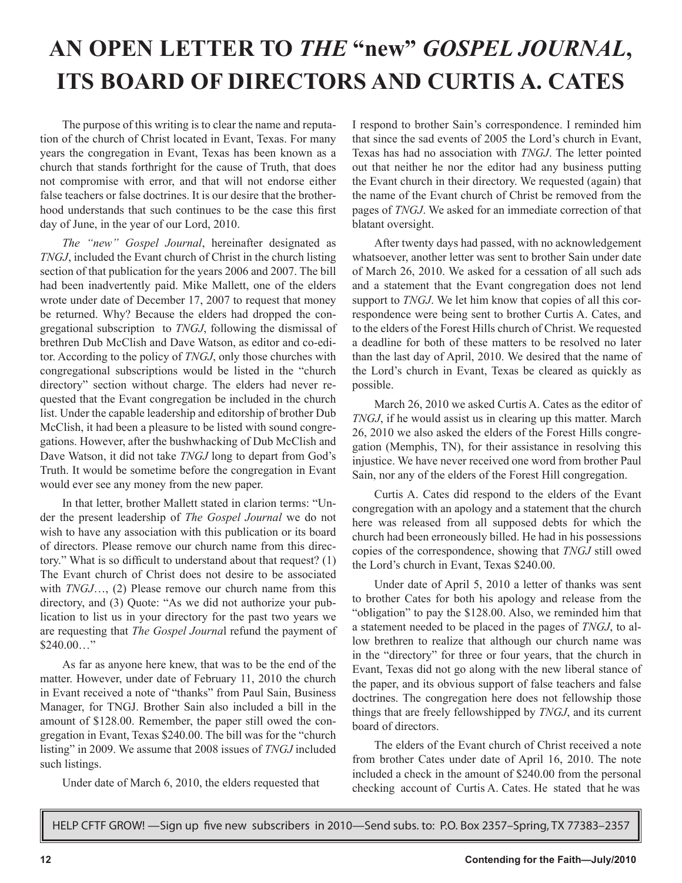# AN OPEN LETTER TO *THE* "new" *GOSPEL JOURNAL*, ITS BOARD OF DIRECTORS AND CURTIS A. CATES

The purpose of this writing is to clear the name and reputation of the church of Christ located in Evant, Texas. For many years the congregation in Evant, Texas has been known as a church that stands forthright for the cause of Truth, that does not compromise with error, and that will not endorse either false teachers or false doctrines. It is our desire that the brotherhood understands that such continues to be the case this first day of June, in the year of our Lord, 2010.

*The "new" Gospel Journal*, hereinafter designated as *TNGJ*, included the Evant church of Christ in the church listing section of that publication for the years 2006 and 2007. The bill had been inadvertently paid. Mike Mallett, one of the elders wrote under date of December 17, 2007 to request that money be returned. Why? Because the elders had dropped the congregational subscription to *TNGJ*, following the dismissal of brethren Dub McClish and Dave Watson, as editor and co-editor. According to the policy of *TNGJ*, only those churches with congregational subscriptions would be listed in the "church directory" section without charge. The elders had never requested that the Evant congregation be included in the church list. Under the capable leadership and editorship of brother Dub McClish, it had been a pleasure to be listed with sound congregations. However, after the bushwhacking of Dub McClish and Dave Watson, it did not take *TNGJ* long to depart from God's Truth. It would be sometime before the congregation in Evant would ever see any money from the new paper.

In that letter, brother Mallett stated in clarion terms: "Under the present leadership of *The Gospel Journal* we do not wish to have any association with this publication or its board of directors. Please remove our church name from this directory." What is so difficult to understand about that request? (1) The Evant church of Christ does not desire to be associated with *TNGJ*…, (2) Please remove our church name from this directory, and (3) Quote: "As we did not authorize your publication to list us in your directory for the past two years we are requesting that *The Gospel Journa*l refund the payment of $240.00…"

As far as anyone here knew, that was to be the end of the matter. However, under date of February 11, 2010 the church in Evant received a note of "thanks" from Paul Sain, Business Manager, for TNGJ. Brother Sain also included a bill in the amount of $128.00. Remember, the paper still owed the congregation in Evant, Texas $240.00. The bill was for the "church listing" in 2009. We assume that 2008 issues of *TNGJ* included such listings.

Under date of March 6, 2010, the elders requested that I respond to brother Sain's correspondence. I reminded him that since the sad events of 2005 the Lord's church in Evant, Texas has had no association with *TNGJ*. The letter pointed out that neither he nor the editor had any business putting the Evant church in their directory. We requested (again) that the name of the Evant church of Christ be removed from the pages of *TNGJ*. We asked for an immediate correction of that blatant oversight.

After twenty days had passed, with no acknowledgement whatsoever, another letter was sent to brother Sain under date of March 26, 2010. We asked for a cessation of all such ads and a statement that the Evant congregation does not lend support to *TNGJ*. We let him know that copies of all this correspondence were being sent to brother Curtis A. Cates, and to the elders of the Forest Hills church of Christ. We requested a deadline for both of these matters to be resolved no later than the last day of April, 2010. We desired that the name of the Lord's church in Evant, Texas be cleared as quickly as possible.

March 26, 2010 we asked Curtis A. Cates as the editor of *TNGJ*, if he would assist us in clearing up this matter. March 26, 2010 we also asked the elders of the Forest Hills congregation (Memphis, TN), for their assistance in resolving this injustice. We have never received one word from brother Paul Sain, nor any of the elders of the Forest Hill congregation.

Curtis A. Cates did respond to the elders of the Evant congregation with an apology and a statement that the church here was released from all supposed debts for which the church had been erroneously billed. He had in his possessions copies of the correspondence, showing that *TNGJ* still owed the Lord's church in Evant, Texas $240.00.

Under date of April 5, 2010 a letter of thanks was sent to brother Cates for both his apology and release from the "obligation" to pay the $128.00. Also, we reminded him that a statement needed to be placed in the pages of *TNGJ*, to allow brethren to realize that although our church name was in the "directory" for three or four years, that the church in Evant, Texas did not go along with the new liberal stance of the paper, and its obvious support of false teachers and false doctrines. The congregation here does not fellowship those things that are freely fellowshipped by *TNGJ*, and its current board of directors.

The elders of the Evant church of Christ received a note from brother Cates under date of April 16, 2010. The note included a check in the amount of $240.00 from the personal checking account of Curtis A. Cates. He stated that he was

HELP CFTF GROW! —Sign up five new subscribers in 2010—Send subs. to: P.O. Box 2357–Spring, TX 77383–2357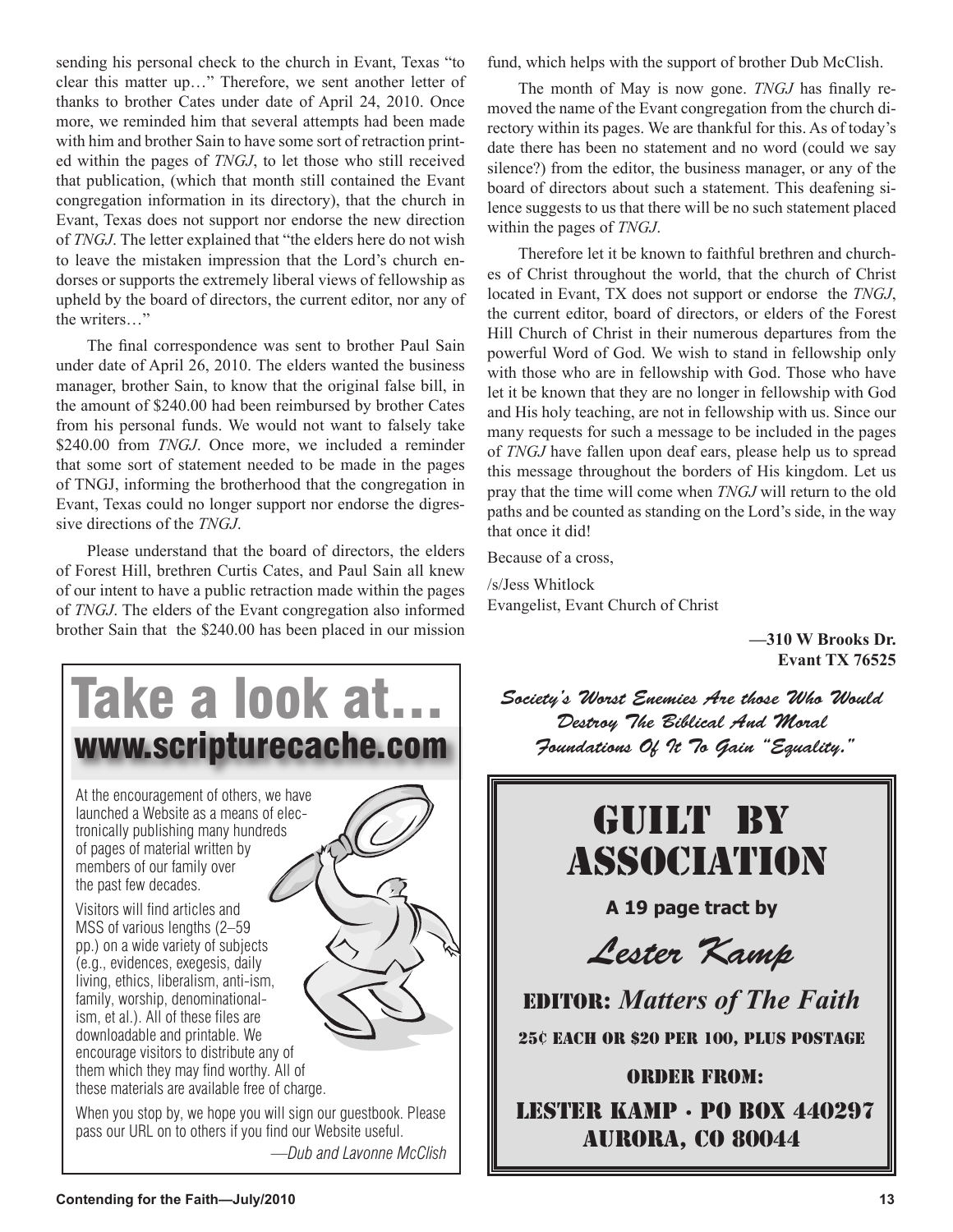sending his personal check to the church in Evant, Texas "to clear this matter up…" Therefore, we sent another letter of thanks to brother Cates under date of April 24, 2010. Once more, we reminded him that several attempts had been made with him and brother Sain to have some sort of retraction printed within the pages of *TNGJ*, to let those who still received that publication, (which that month still contained the Evant congregation information in its directory), that the church in Evant, Texas does not support nor endorse the new direction of *TNGJ*. The letter explained that "the elders here do not wish to leave the mistaken impression that the Lord's church endorses or supports the extremely liberal views of fellowship as upheld by the board of directors, the current editor, nor any of the writers…"

The final correspondence was sent to brother Paul Sain under date of April 26, 2010. The elders wanted the business manager, brother Sain, to know that the original false bill, in the amount of $240.00 had been reimbursed by brother Cates from his personal funds. We would not want to falsely take $240.00 from *TNGJ*. Once more, we included a reminder that some sort of statement needed to be made in the pages of TNGJ, informing the brotherhood that the congregation in Evant, Texas could no longer support nor endorse the digressive directions of the *TNGJ*.

Please understand that the board of directors, the elders of Forest Hill, brethren Curtis Cates, and Paul Sain all knew of our intent to have a public retraction made within the pages of *TNGJ*. The elders of the Evant congregation also informed brother Sain that the $240.00 has been placed in our mission fund, which helps with the support of brother Dub McClish.

The month of May is now gone. *TNGJ* has finally removed the name of the Evant congregation from the church directory within its pages. We are thankful for this. As of today's date there has been no statement and no word (could we say silence?) from the editor, the business manager, or any of the board of directors about such a statement. This deafening silence suggests to us that there will be no such statement placed within the pages of *TNGJ*.

Therefore let it be known to faithful brethren and churches of Christ throughout the world, that the church of Christ located in Evant, TX does not support or endorse the *TNGJ*, the current editor, board of directors, or elders of the Forest Hill Church of Christ in their numerous departures from the powerful Word of God. We wish to stand in fellowship only with those who are in fellowship with God. Those who have let it be known that they are no longer in fellowship with God and His holy teaching, are not in fellowship with us. Since our many requests for such a message to be included in the pages of *TNGJ* have fallen upon deaf ears, please help us to spread this message throughout the borders of His kingdom. Let us pray that the time will come when *TNGJ* will return to the old paths and be counted as standing on the Lord's side, in the way that once it did!

Because of a cross,

/s/Jess Whitlock
Evangelist, Evant Church of Christ

**—310 W Brooks Dr.**
**Evant TX 76525**

## Take a look at…
## www.scripturecache.com

At the encouragement of others, we have launched a Website as a means of electronically publishing many hundreds of pages of material written by members of our family over the past few decades.

Visitors will find articles and MSS of various lengths (2–59 pp.) on a wide variety of subjects (e.g., evidences, exegesis, daily living, ethics, liberalism, anti-ism, family, worship, denominationalism, et al.). All of these files are downloadable and printable. We encourage visitors to distribute any of them which they may find worthy. All of these materials are available free of charge.

When you stop by, we hope you will sign our guestbook. Please pass our URL on to others if you find our Website useful.

*—Dub and Lavonne McClish*

*Society's Worst Enemies Are those Who Would Destroy The Biblical And Moral Foundations Of It To Gain "Equality."*

## GUILT BY ASSOCIATION

**A 19 page tract by**

*Lester Kamp*

EDITOR: *Matters of The Faith*

25¢ EACH OR $20 PER 100, PLUS POSTAGE

ORDER FROM:

LESTER KAMP · PO BOX 440297
AURORA, CO 80044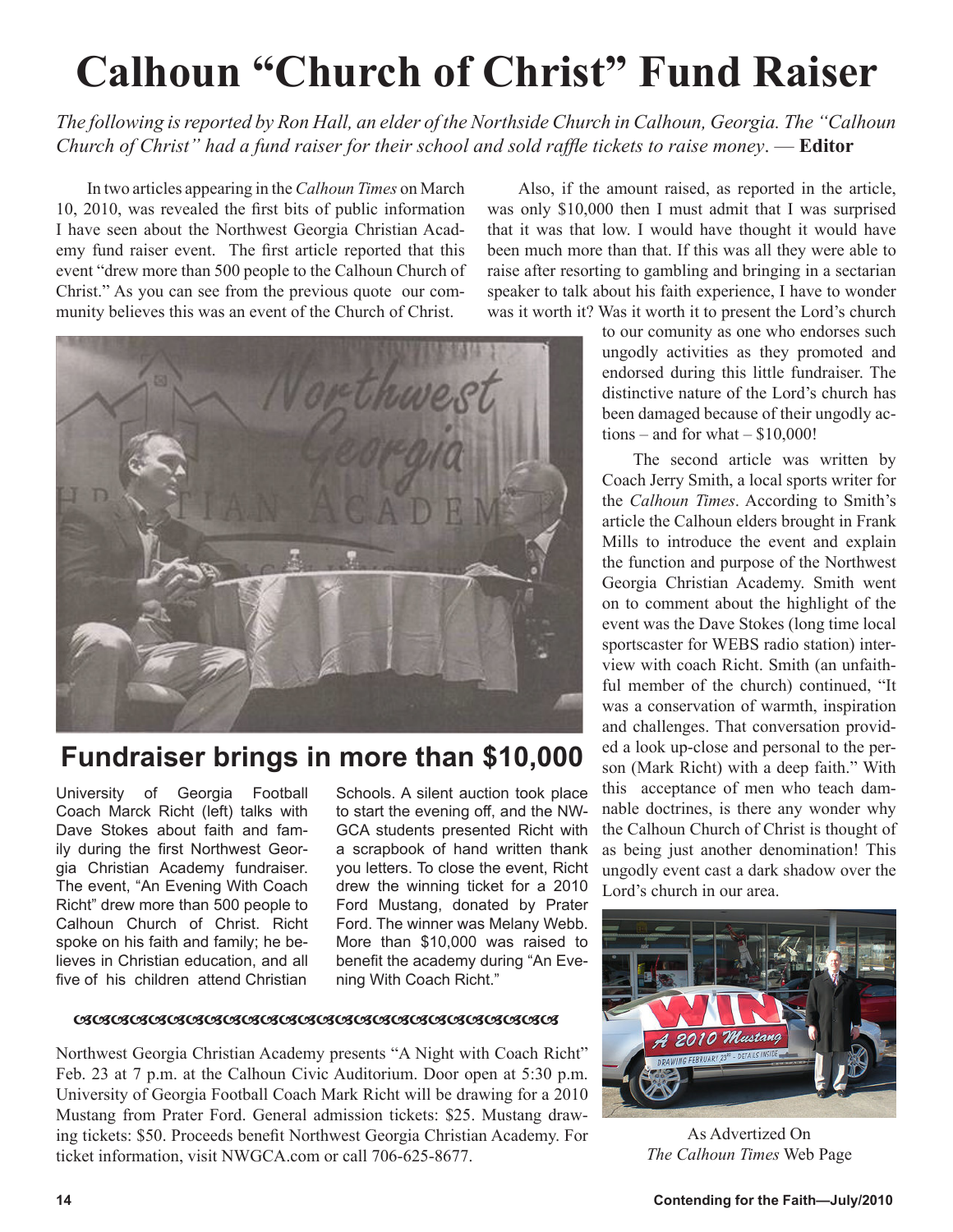# Calhoun "Church of Christ" Fund Raiser

*The following is reported by Ron Hall, an elder of the Northside Church in Calhoun, Georgia. The "Calhoun Church of Christ" had a fund raiser for their school and sold raffle tickets to raise money*. — **Editor**

In two articles appearing in the *Calhoun Times* on March 10, 2010, was revealed the first bits of public information I have seen about the Northwest Georgia Christian Academy fund raiser event. The first article reported that this event "drew more than 500 people to the Calhoun Church of Christ." As you can see from the previous quote our community believes this was an event of the Church of Christ.

## Fundraiser brings in more than $10,000

University of Georgia Football Coach Marck Richt (left) talks with Dave Stokes about faith and family during the first Northwest Georgia Christian Academy fundraiser. The event, "An Evening With Coach Richt" drew more than 500 people to Calhoun Church of Christ. Richt spoke on his faith and family; he believes in Christian education, and all five of his children attend Christian Schools. A silent auction took place to start the evening off, and the NWGCA students presented Richt with a scrapbook of hand written thank you letters. To close the event, Richt drew the winning ticket for a 2010 Ford Mustang, donated by Prater Ford. The winner was Melany Webb. More than $10,000 was raised to benefit the academy during "An Evening With Coach Richt."

Northwest Georgia Christian Academy presents "A Night with Coach Richt" Feb. 23 at 7 p.m. at the Calhoun Civic Auditorium. Door open at 5:30 p.m. University of Georgia Football Coach Mark Richt will be drawing for a 2010 Mustang from Prater Ford. General admission tickets: $25. Mustang drawing tickets: $50. Proceeds benefit Northwest Georgia Christian Academy. For ticket information, visit NWGCA.com or call 706-625-8677.

Also, if the amount raised, as reported in the article, was only $10,000 then I must admit that I was surprised that it was that low. I would have thought it would have been much more than that. If this was all they were able to raise after resorting to gambling and bringing in a sectarian speaker to talk about his faith experience, I have to wonder was it worth it? Was it worth it to present the Lord's church to our comunity as one who endorses such ungodly activities as they promoted and endorsed during this little fundraiser. The distinctive nature of the Lord's church has been damaged because of their ungodly actions – and for what – $10,000!

The second article was written by Coach Jerry Smith, a local sports writer for the *Calhoun Times*. According to Smith's article the Calhoun elders brought in Frank Mills to introduce the event and explain the function and purpose of the Northwest Georgia Christian Academy. Smith went on to comment about the highlight of the event was the Dave Stokes (long time local sportscaster for WEBS radio station) interview with coach Richt. Smith (an unfaithful member of the church) continued, "It was a conservation of warmth, inspiration and challenges. That conversation provided a look up-close and personal to the person (Mark Richt) with a deep faith." With this acceptance of men who teach damnable doctrines, is there any wonder why the Calhoun Church of Christ is thought of as being just another denomination! This ungodly event cast a dark shadow over the Lord's church in our area.

As Advertized On *The Calhoun Times* Web Page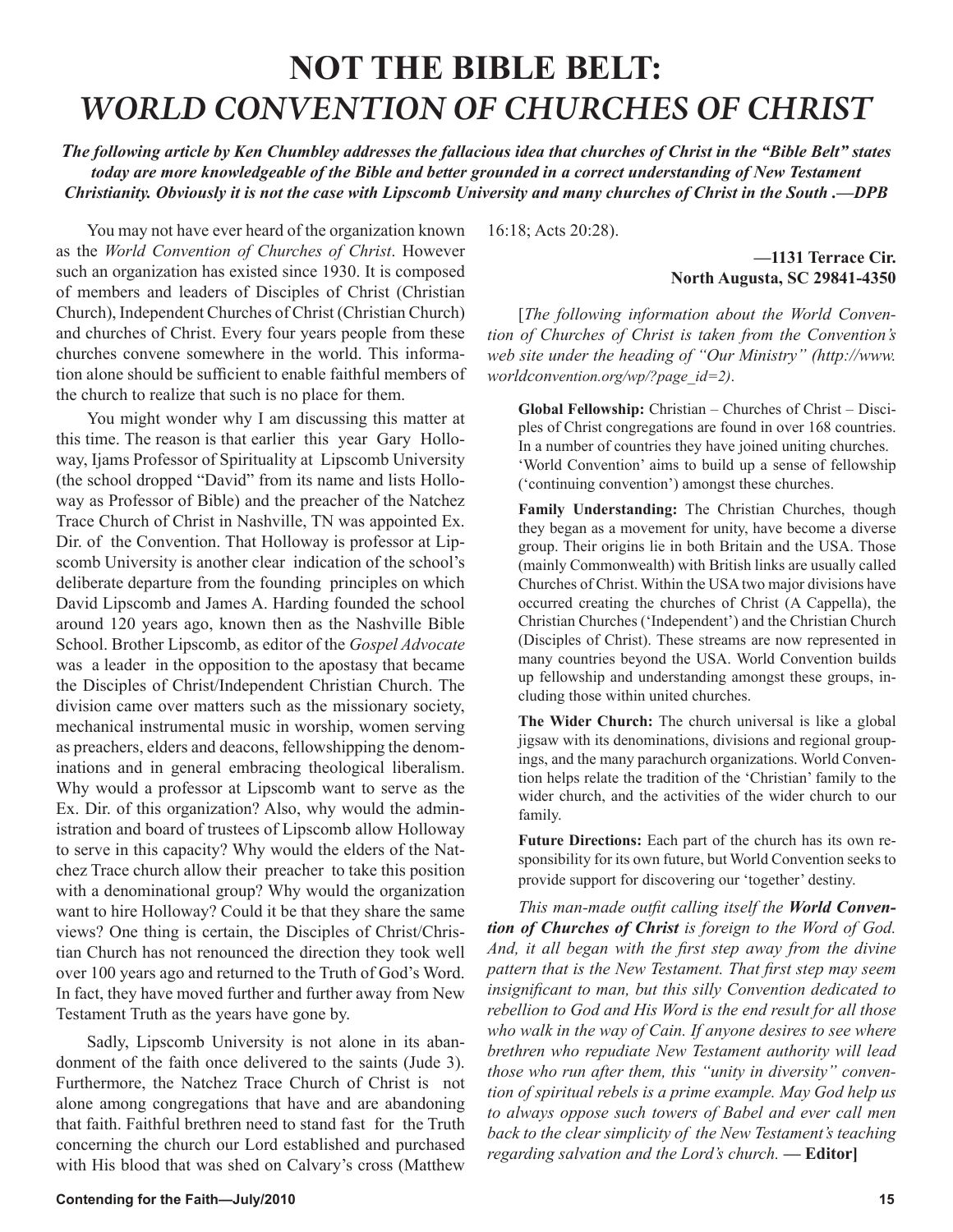# NOT THE BIBLE BELT: *WORLD CONVENTION OF CHURCHES OF CHRIST*

***The following article by Ken Chumbley addresses the fallacious idea that churches of Christ in the "Bible Belt" states today are more knowledgeable of the Bible and better grounded in a correct understanding of New Testament Christianity. Obviously it is not the case with Lipscomb University and many churches of Christ in the South .—DPB***

You may not have ever heard of the organization known as the *World Convention of Churches of Christ*. However such an organization has existed since 1930. It is composed of members and leaders of Disciples of Christ (Christian Church), Independent Churches of Christ (Christian Church) and churches of Christ. Every four years people from these churches convene somewhere in the world. This information alone should be sufficient to enable faithful members of the church to realize that such is no place for them.

You might wonder why I am discussing this matter at this time. The reason is that earlier this year Gary Holloway, Ijams Professor of Spirituality at Lipscomb University (the school dropped "David" from its name and lists Holloway as Professor of Bible) and the preacher of the Natchez Trace Church of Christ in Nashville, TN was appointed Ex. Dir. of the Convention. That Holloway is professor at Lipscomb University is another clear indication of the school's deliberate departure from the founding principles on which David Lipscomb and James A. Harding founded the school around 120 years ago, known then as the Nashville Bible School. Brother Lipscomb, as editor of the *Gospel Advocate* was a leader in the opposition to the apostasy that became the Disciples of Christ/Independent Christian Church. The division came over matters such as the missionary society, mechanical instrumental music in worship, women serving as preachers, elders and deacons, fellowshipping the denominations and in general embracing theological liberalism. Why would a professor at Lipscomb want to serve as the Ex. Dir. of this organization? Also, why would the administration and board of trustees of Lipscomb allow Holloway to serve in this capacity? Why would the elders of the Natchez Trace church allow their preacher to take this position with a denominational group? Why would the organization want to hire Holloway? Could it be that they share the same views? One thing is certain, the Disciples of Christ/Christian Church has not renounced the direction they took well over 100 years ago and returned to the Truth of God's Word. In fact, they have moved further and further away from New Testament Truth as the years have gone by.

Sadly, Lipscomb University is not alone in its abandonment of the faith once delivered to the saints (Jude 3). Furthermore, the Natchez Trace Church of Christ is not alone among congregations that have and are abandoning that faith. Faithful brethren need to stand fast for the Truth concerning the church our Lord established and purchased with His blood that was shed on Calvary's cross (Matthew 16:18; Acts 20:28).

**—1131 Terrace Cir.**
**North Augusta, SC 29841-4350**

[*The following information about the World Convention of Churches of Christ is taken from the Convention's web site under the heading of "Our Ministry" (http://www.worldconvention.org/wp/?page_id=2).*

> **Global Fellowship:** Christian – Churches of Christ – Disciples of Christ congregations are found in over 168 countries. In a number of countries they have joined uniting churches. 'World Convention' aims to build up a sense of fellowship ('continuing convention') amongst these churches.
>
> **Family Understanding:** The Christian Churches, though they began as a movement for unity, have become a diverse group. Their origins lie in both Britain and the USA. Those (mainly Commonwealth) with British links are usually called Churches of Christ. Within the USA two major divisions have occurred creating the churches of Christ (A Cappella), the Christian Churches ('Independent') and the Christian Church (Disciples of Christ). These streams are now represented in many countries beyond the USA. World Convention builds up fellowship and understanding amongst these groups, including those within united churches.
>
> **The Wider Church:** The church universal is like a global jigsaw with its denominations, divisions and regional groupings, and the many parachurch organizations. World Convention helps relate the tradition of the 'Christian' family to the wider church, and the activities of the wider church to our family.
>
> **Future Directions:** Each part of the church has its own responsibility for its own future, but World Convention seeks to provide support for discovering our 'together' destiny.

*This man-made outfit calling itself the **World Convention of Churches of Christ** is foreign to the Word of God. And, it all began with the first step away from the divine pattern that is the New Testament. That first step may seem insignificant to man, but this silly Convention dedicated to rebellion to God and His Word is the end result for all those who walk in the way of Cain. If anyone desires to see where brethren who repudiate New Testament authority will lead those who run after them, this "unity in diversity" convention of spiritual rebels is a prime example. May God help us to always oppose such towers of Babel and ever call men back to the clear simplicity of the New Testament's teaching regarding salvation and the Lord's church.* **— Editor]**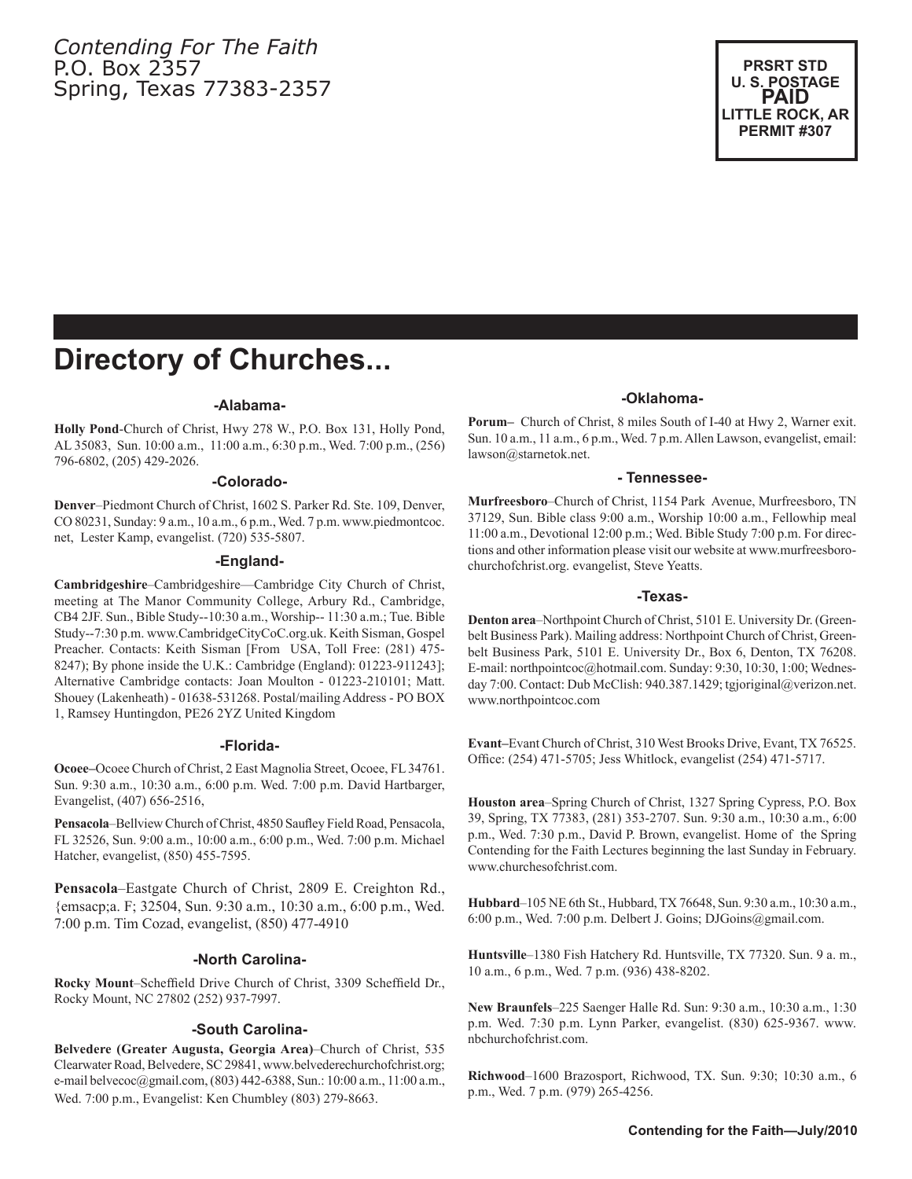*Contending For The Faith*
P.O. Box 2357
Spring, Texas 77383-2357

PRSRT STD
U. S. POSTAGE
**PAID**
LITTLE ROCK, AR
PERMIT #307

# Directory of Churches...

### -Alabama-

**Holly Pond**-Church of Christ, Hwy 278 W., P.O. Box 131, Holly Pond, AL 35083, Sun. 10:00 a.m., 11:00 a.m., 6:30 p.m., Wed. 7:00 p.m., (256) 796-6802, (205) 429-2026.

### -Colorado-

**Denver**–Piedmont Church of Christ, 1602 S. Parker Rd. Ste. 109, Denver, CO 80231, Sunday: 9 a.m., 10 a.m., 6 p.m., Wed. 7 p.m. www.piedmontcoc.net, Lester Kamp, evangelist. (720) 535-5807.

### -England-

**Cambridgeshire**–Cambridgeshire—Cambridge City Church of Christ, meeting at The Manor Community College, Arbury Rd., Cambridge, CB4 2JF. Sun., Bible Study--10:30 a.m., Worship-- 11:30 a.m.; Tue. Bible Study--7:30 p.m. www.CambridgeCityCoC.org.uk. Keith Sisman, Gospel Preacher. Contacts: Keith Sisman [From USA, Toll Free: (281) 475-8247); By phone inside the U.K.: Cambridge (England): 01223-911243]; Alternative Cambridge contacts: Joan Moulton - 01223-210101; Matt. Shouey (Lakenheath) - 01638-531268. Postal/mailing Address - PO BOX 1, Ramsey Huntingdon, PE26 2YZ United Kingdom

### -Florida-

**Ocoee–**Ocoee Church of Christ, 2 East Magnolia Street, Ocoee, FL 34761. Sun. 9:30 a.m., 10:30 a.m., 6:00 p.m. Wed. 7:00 p.m. David Hartbarger, Evangelist, (407) 656-2516,

**Pensacola**–Bellview Church of Christ, 4850 Saufley Field Road, Pensacola, FL 32526, Sun. 9:00 a.m., 10:00 a.m., 6:00 p.m., Wed. 7:00 p.m. Michael Hatcher, evangelist, (850) 455-7595.

**Pensacola**–Eastgate Church of Christ, 2809 E. Creighton Rd., {emsacp;a. F; 32504, Sun. 9:30 a.m., 10:30 a.m., 6:00 p.m., Wed. 7:00 p.m. Tim Cozad, evangelist, (850) 477-4910

### -North Carolina-

**Rocky Mount**–Scheffield Drive Church of Christ, 3309 Scheffield Dr., Rocky Mount, NC 27802 (252) 937-7997.

### -South Carolina-

**Belvedere (Greater Augusta, Georgia Area)**–Church of Christ, 535 Clearwater Road, Belvedere, SC 29841, www.belvederechurchofchrist.org; e-mail belvecoc@gmail.com, (803) 442-6388, Sun.: 10:00 a.m., 11:00 a.m., Wed. 7:00 p.m., Evangelist: Ken Chumbley (803) 279-8663.

### -Oklahoma-

**Porum–** Church of Christ, 8 miles South of I-40 at Hwy 2, Warner exit. Sun. 10 a.m., 11 a.m., 6 p.m., Wed. 7 p.m. Allen Lawson, evangelist, email: lawson@starnetok.net.

### - Tennessee-

**Murfreesboro**–Church of Christ, 1154 Park Avenue, Murfreesboro, TN 37129, Sun. Bible class 9:00 a.m., Worship 10:00 a.m., Fellowhip meal 11:00 a.m., Devotional 12:00 p.m.; Wed. Bible Study 7:00 p.m. For directions and other information please visit our website at www.murfreesborochurchofchrist.org. evangelist, Steve Yeatts.

### -Texas-

**Denton area**–Northpoint Church of Christ, 5101 E. University Dr. (Greenbelt Business Park). Mailing address: Northpoint Church of Christ, Greenbelt Business Park, 5101 E. University Dr., Box 6, Denton, TX 76208. E-mail: northpointcoc@hotmail.com. Sunday: 9:30, 10:30, 1:00; Wednesday 7:00. Contact: Dub McClish: 940.387.1429; tgjoriginal@verizon.net. www.northpointcoc.com

**Evant–**Evant Church of Christ, 310 West Brooks Drive, Evant, TX 76525. Office: (254) 471-5705; Jess Whitlock, evangelist (254) 471-5717.

**Houston area**–Spring Church of Christ, 1327 Spring Cypress, P.O. Box 39, Spring, TX 77383, (281) 353-2707. Sun. 9:30 a.m., 10:30 a.m., 6:00 p.m., Wed. 7:30 p.m., David P. Brown, evangelist. Home of the Spring Contending for the Faith Lectures beginning the last Sunday in February. www.churchesofchrist.com.

**Hubbard**–105 NE 6th St., Hubbard, TX 76648, Sun. 9:30 a.m., 10:30 a.m., 6:00 p.m., Wed. 7:00 p.m. Delbert J. Goins; DJGoins@gmail.com.

**Huntsville**–1380 Fish Hatchery Rd. Huntsville, TX 77320. Sun. 9 a. m., 10 a.m., 6 p.m., Wed. 7 p.m. (936) 438-8202.

**New Braunfels**–225 Saenger Halle Rd. Sun: 9:30 a.m., 10:30 a.m., 1:30 p.m. Wed. 7:30 p.m. Lynn Parker, evangelist. (830) 625-9367. www.nbchurchofchrist.com.

**Richwood**–1600 Brazosport, Richwood, TX. Sun. 9:30; 10:30 a.m., 6 p.m., Wed. 7 p.m. (979) 265-4256.